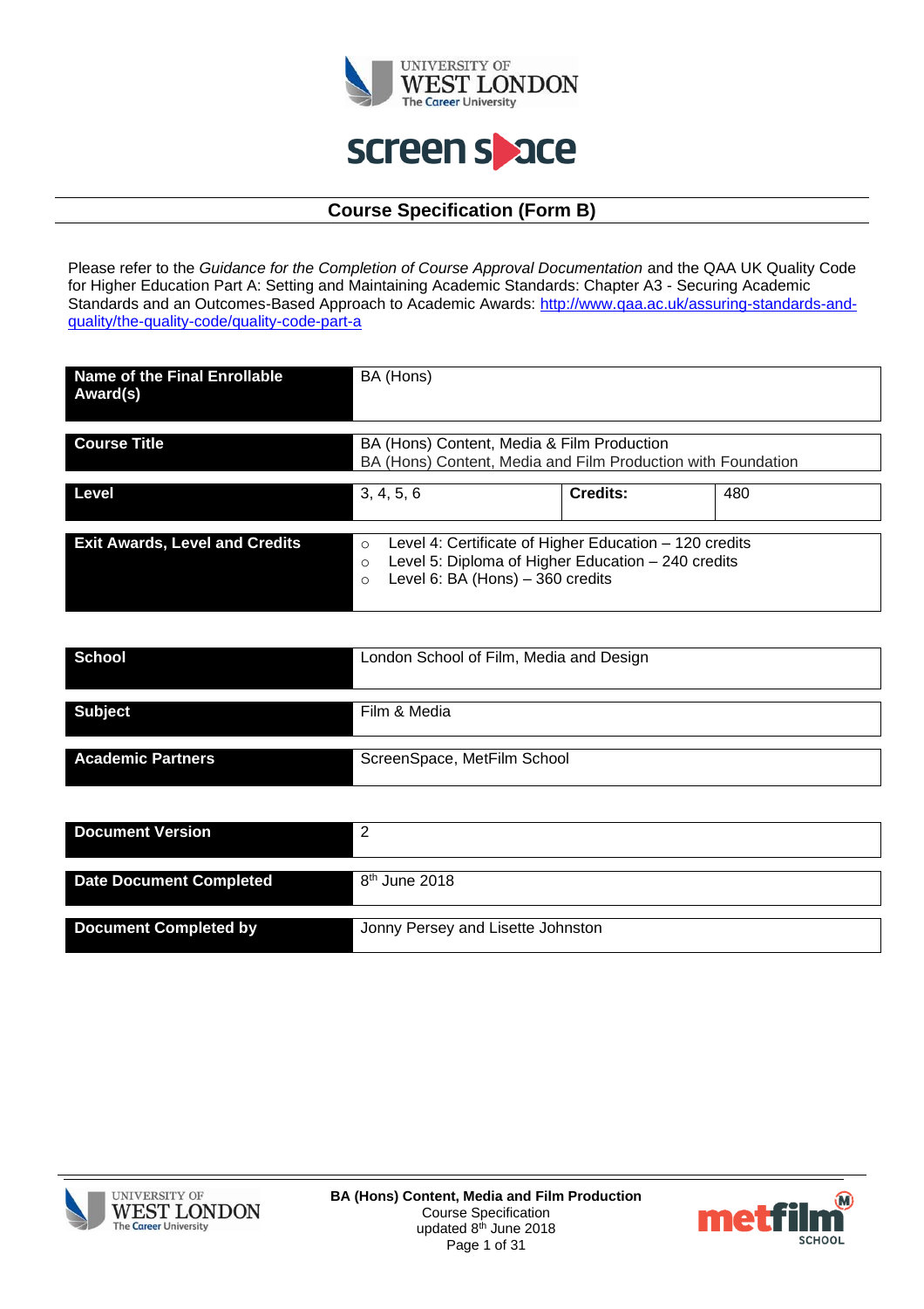# Course Specification (Form B)

Please refer to the *Guidance for the Completion of Course Approval Documentation* and the QAA UK Quality Code for Higher Education Part A: Setting and Maintaining Academic Standards: Chapter A3 - Securing Academic Standards and an Outcomes-Based Approach to Academic Awards: http://www.qaa.ac.uk/assuring-standards-and-quality/the-quality-code/quality-code-part-a

| | | | |
|---|---|---|---|
| **Name of the Final Enrollable Award(s)** | BA (Hons) | | |
| **Course Title** | BA (Hons) Content, Media & Film Production<br>BA (Hons) Content, Media and Film Production with Foundation | | |
| **Level** | 3, 4, 5, 6 | **Credits:** | 480 |
| **Exit Awards, Level and Credits** | ○ Level 4: Certificate of Higher Education – 120 credits<br>○ Level 5: Diploma of Higher Education – 240 credits<br>○ Level 6: BA (Hons) – 360 credits | | |

| | |
|---|---|
| **School** | London School of Film, Media and Design |
| **Subject** | Film & Media |
| **Academic Partners** | ScreenSpace, MetFilm School |

| | |
|---|---|
| **Document Version** | 2 |
| **Date Document Completed** | 8th June 2018 |
| **Document Completed by** | Jonny Persey and Lisette Johnston |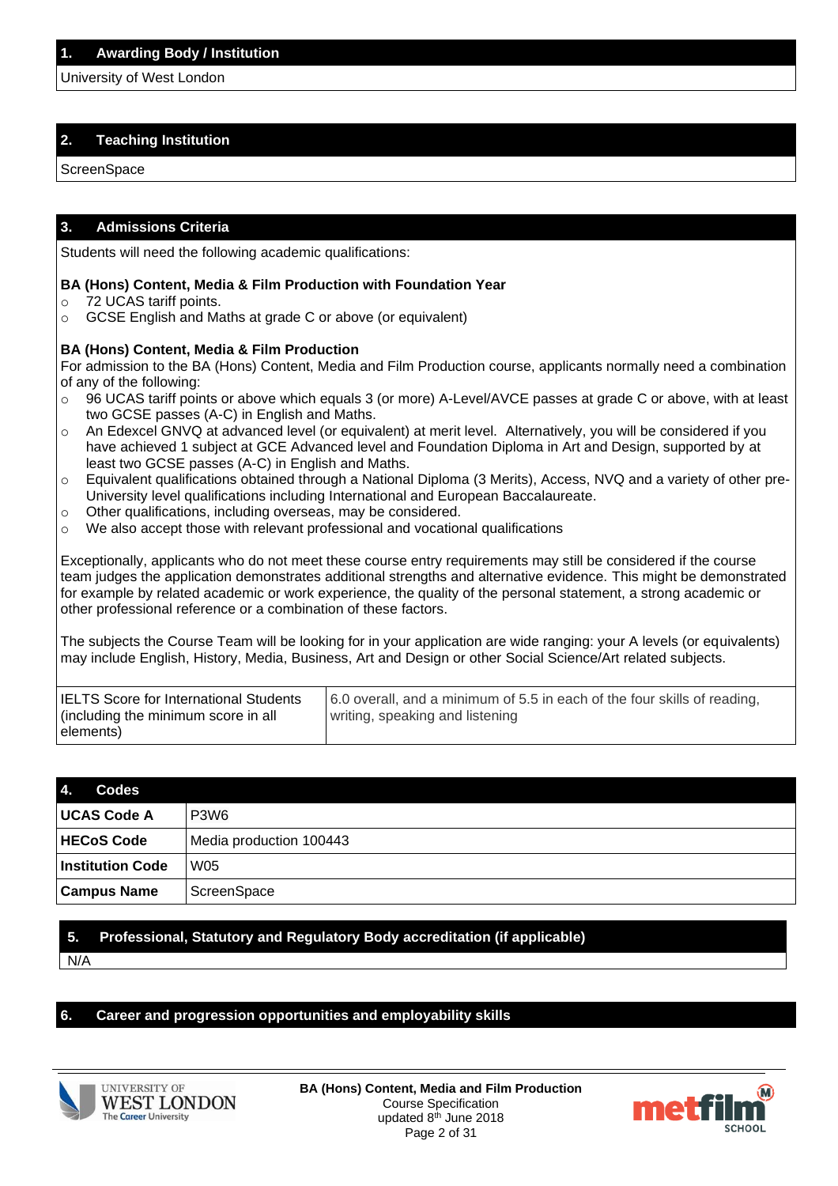## 1. Awarding Body / Institution

University of West London

## 2. Teaching Institution

ScreenSpace

## 3. Admissions Criteria

Students will need the following academic qualifications:

**BA (Hons) Content, Media & Film Production with Foundation Year**

- 72 UCAS tariff points.
- GCSE English and Maths at grade C or above (or equivalent)

**BA (Hons) Content, Media & Film Production**

For admission to the BA (Hons) Content, Media and Film Production course, applicants normally need a combination of any of the following:

- 96 UCAS tariff points or above which equals 3 (or more) A-Level/AVCE passes at grade C or above, with at least two GCSE passes (A-C) in English and Maths.
- An Edexcel GNVQ at advanced level (or equivalent) at merit level. Alternatively, you will be considered if you have achieved 1 subject at GCE Advanced level and Foundation Diploma in Art and Design, supported by at least two GCSE passes (A-C) in English and Maths.
- Equivalent qualifications obtained through a National Diploma (3 Merits), Access, NVQ and a variety of other pre-University level qualifications including International and European Baccalaureate.
- Other qualifications, including overseas, may be considered.
- We also accept those with relevant professional and vocational qualifications

Exceptionally, applicants who do not meet these course entry requirements may still be considered if the course team judges the application demonstrates additional strengths and alternative evidence. This might be demonstrated for example by related academic or work experience, the quality of the personal statement, a strong academic or other professional reference or a combination of these factors.

The subjects the Course Team will be looking for in your application are wide ranging: your A levels (or equivalents) may include English, History, Media, Business, Art and Design or other Social Science/Art related subjects.

| | |
|---|---|
| IELTS Score for International Students (including the minimum score in all elements) | 6.0 overall, and a minimum of 5.5 in each of the four skills of reading, writing, speaking and listening |

## 4. Codes

| | |
|---|---|
| **UCAS Code A** | P3W6 |
| **HECoS Code** | Media production 100443 |
| **Institution Code** | W05 |
| **Campus Name** | ScreenSpace |

## 5. Professional, Statutory and Regulatory Body accreditation (if applicable)

N/A

## 6. Career and progression opportunities and employability skills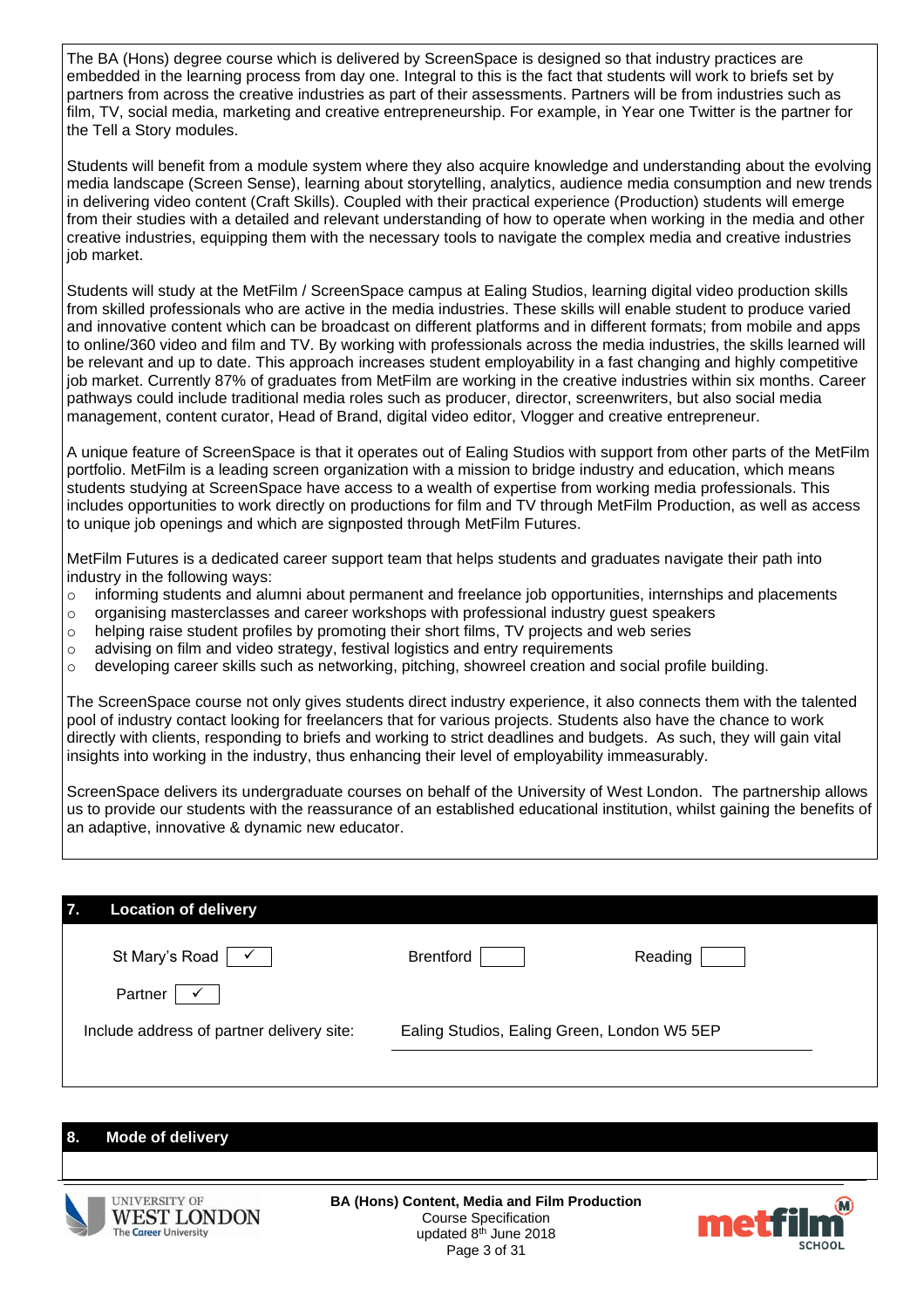The BA (Hons) degree course which is delivered by ScreenSpace is designed so that industry practices are embedded in the learning process from day one. Integral to this is the fact that students will work to briefs set by partners from across the creative industries as part of their assessments. Partners will be from industries such as film, TV, social media, marketing and creative entrepreneurship. For example, in Year one Twitter is the partner for the Tell a Story modules.

Students will benefit from a module system where they also acquire knowledge and understanding about the evolving media landscape (Screen Sense), learning about storytelling, analytics, audience media consumption and new trends in delivering video content (Craft Skills). Coupled with their practical experience (Production) students will emerge from their studies with a detailed and relevant understanding of how to operate when working in the media and other creative industries, equipping them with the necessary tools to navigate the complex media and creative industries job market.

Students will study at the MetFilm / ScreenSpace campus at Ealing Studios, learning digital video production skills from skilled professionals who are active in the media industries. These skills will enable student to produce varied and innovative content which can be broadcast on different platforms and in different formats; from mobile and apps to online/360 video and film and TV. By working with professionals across the media industries, the skills learned will be relevant and up to date. This approach increases student employability in a fast changing and highly competitive job market. Currently 87% of graduates from MetFilm are working in the creative industries within six months. Career pathways could include traditional media roles such as producer, director, screenwriters, but also social media management, content curator, Head of Brand, digital video editor, Vlogger and creative entrepreneur.

A unique feature of ScreenSpace is that it operates out of Ealing Studios with support from other parts of the MetFilm portfolio. MetFilm is a leading screen organization with a mission to bridge industry and education, which means students studying at ScreenSpace have access to a wealth of expertise from working media professionals. This includes opportunities to work directly on productions for film and TV through MetFilm Production, as well as access to unique job openings and which are signposted through MetFilm Futures.

MetFilm Futures is a dedicated career support team that helps students and graduates navigate their path into industry in the following ways:

- informing students and alumni about permanent and freelance job opportunities, internships and placements
- organising masterclasses and career workshops with professional industry guest speakers
- helping raise student profiles by promoting their short films, TV projects and web series
- advising on film and video strategy, festival logistics and entry requirements
- developing career skills such as networking, pitching, showreel creation and social profile building.

The ScreenSpace course not only gives students direct industry experience, it also connects them with the talented pool of industry contact looking for freelancers that for various projects. Students also have the chance to work directly with clients, responding to briefs and working to strict deadlines and budgets. As such, they will gain vital insights into working in the industry, thus enhancing their level of employability immeasurably.

ScreenSpace delivers its undergraduate courses on behalf of the University of West London. The partnership allows us to provide our students with the reassurance of an established educational institution, whilst gaining the benefits of an adaptive, innovative & dynamic new educator.

## 7. Location of delivery

| | | |
|---|---|---|
| St Mary's Road ✓ | Brentford ☐ | Reading ☐ |
| Partner ✓ | | |

Include address of partner delivery site: Ealing Studios, Ealing Green, London W5 5EP

## 8. Mode of delivery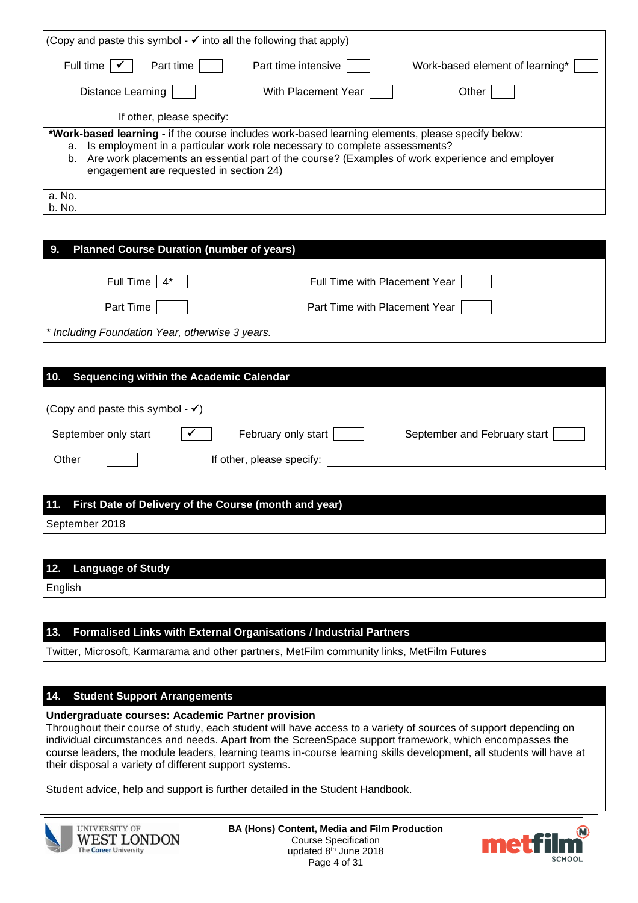(Copy and paste this symbol - ✓ into all the following that apply)

| | | | | | | | |
|---|---|---|---|---|---|---|---|
| Full time | ✓ | Part time | | Part time intensive | | Work-based element of learning* | |
| Distance Learning | | With Placement Year | | Other | | | |

If other, please specify:

***Work-based learning -** if the course includes work-based learning elements, please specify below:

a. Is employment in a particular work role necessary to complete assessments?
b. Are work placements an essential part of the course? (Examples of work experience and employer engagement are requested in section 24)

a. No.
b. No.

## 9. Planned Course Duration (number of years)

| | | | |
|---|---|---|---|
| Full Time | 4* | Full Time with Placement Year | |
| Part Time | | Part Time with Placement Year | |

*\* Including Foundation Year, otherwise 3 years.*

## 10. Sequencing within the Academic Calendar

(Copy and paste this symbol - ✓)

| | | | | | |
|---|---|---|---|---|---|
| September only start | ✓ | February only start | | September and February start | |
| Other | | If other, please specify: | | | |

## 11. First Date of Delivery of the Course (month and year)

September 2018

## 12. Language of Study

English

## 13. Formalised Links with External Organisations / Industrial Partners

Twitter, Microsoft, Karmarama and other partners, MetFilm community links, MetFilm Futures

## 14. Student Support Arrangements

**Undergraduate courses: Academic Partner provision**

Throughout their course of study, each student will have access to a variety of sources of support depending on individual circumstances and needs. Apart from the ScreenSpace support framework, which encompasses the course leaders, the module leaders, learning teams in-course learning skills development, all students will have at their disposal a variety of different support systems.

Student advice, help and support is further detailed in the Student Handbook.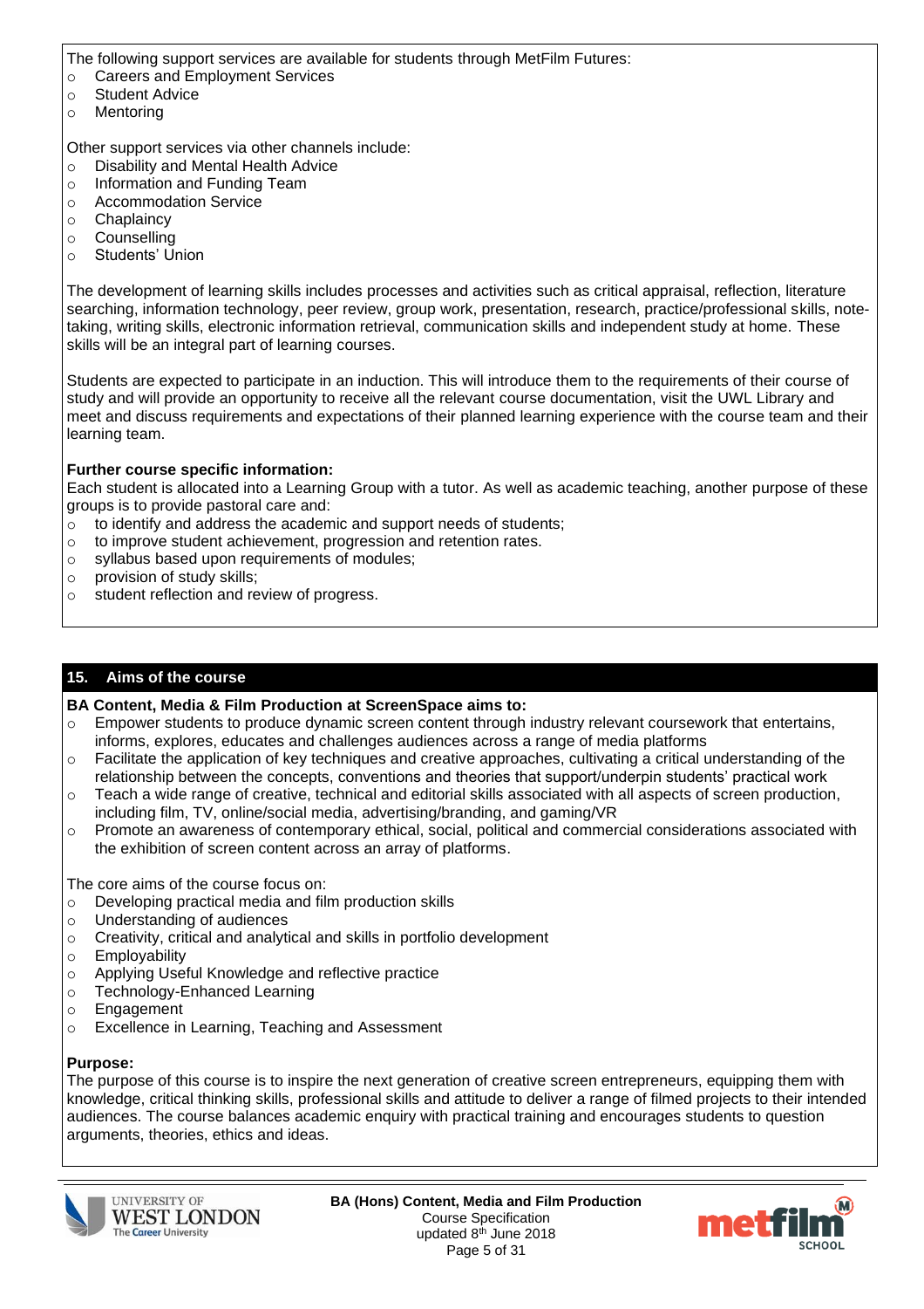The following support services are available for students through MetFilm Futures:

- Careers and Employment Services
- Student Advice
- Mentoring

Other support services via other channels include:

- Disability and Mental Health Advice
- Information and Funding Team
- Accommodation Service
- Chaplaincy
- Counselling
- Students' Union

The development of learning skills includes processes and activities such as critical appraisal, reflection, literature searching, information technology, peer review, group work, presentation, research, practice/professional skills, note-taking, writing skills, electronic information retrieval, communication skills and independent study at home. These skills will be an integral part of learning courses.

Students are expected to participate in an induction. This will introduce them to the requirements of their course of study and will provide an opportunity to receive all the relevant course documentation, visit the UWL Library and meet and discuss requirements and expectations of their planned learning experience with the course team and their learning team.

**Further course specific information:**

Each student is allocated into a Learning Group with a tutor. As well as academic teaching, another purpose of these groups is to provide pastoral care and:

- to identify and address the academic and support needs of students;
- to improve student achievement, progression and retention rates.
- syllabus based upon requirements of modules;
- provision of study skills;
- student reflection and review of progress.

## 15. Aims of the course

**BA Content, Media & Film Production at ScreenSpace aims to:**

- Empower students to produce dynamic screen content through industry relevant coursework that entertains, informs, explores, educates and challenges audiences across a range of media platforms
- Facilitate the application of key techniques and creative approaches, cultivating a critical understanding of the relationship between the concepts, conventions and theories that support/underpin students' practical work
- Teach a wide range of creative, technical and editorial skills associated with all aspects of screen production, including film, TV, online/social media, advertising/branding, and gaming/VR
- Promote an awareness of contemporary ethical, social, political and commercial considerations associated with the exhibition of screen content across an array of platforms.

The core aims of the course focus on:

- Developing practical media and film production skills
- Understanding of audiences
- Creativity, critical and analytical and skills in portfolio development
- Employability
- Applying Useful Knowledge and reflective practice
- Technology-Enhanced Learning
- Engagement
- Excellence in Learning, Teaching and Assessment

**Purpose:**

The purpose of this course is to inspire the next generation of creative screen entrepreneurs, equipping them with knowledge, critical thinking skills, professional skills and attitude to deliver a range of filmed projects to their intended audiences. The course balances academic enquiry with practical training and encourages students to question arguments, theories, ethics and ideas.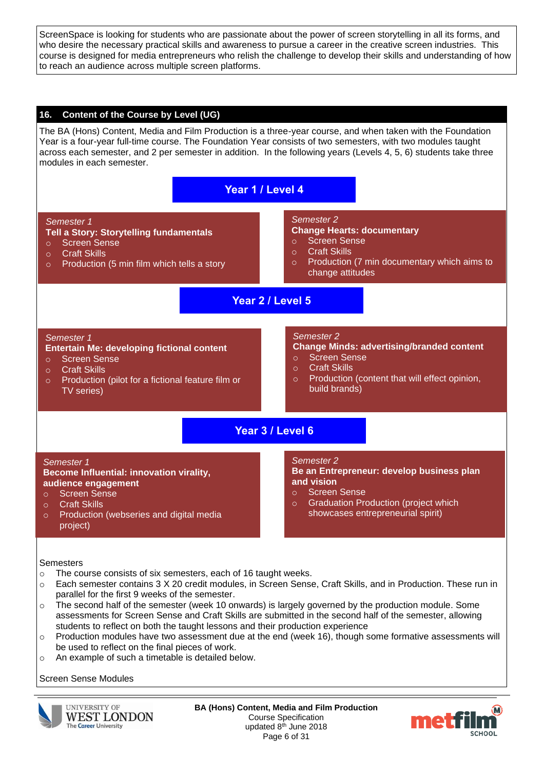ScreenSpace is looking for students who are passionate about the power of screen storytelling in all its forms, and who desire the necessary practical skills and awareness to pursue a career in the creative screen industries. This course is designed for media entrepreneurs who relish the challenge to develop their skills and understanding of how to reach an audience across multiple screen platforms.

## 16. Content of the Course by Level (UG)

The BA (Hons) Content, Media and Film Production is a three-year course, and when taken with the Foundation Year is a four-year full-time course. The Foundation Year consists of two semesters, with two modules taught across each semester, and 2 per semester in addition. In the following years (Levels 4, 5, 6) students take three modules in each semester.

### Year 1 / Level 4

*Semester 1*
**Tell a Story: Storytelling fundamentals**
- Screen Sense
- Craft Skills
- Production (5 min film which tells a story

*Semester 2*
**Change Hearts: documentary**
- Screen Sense
- Craft Skills
- Production (7 min documentary which aims to change attitudes

### Year 2 / Level 5

*Semester 1*
**Entertain Me: developing fictional content**
- Screen Sense
- Craft Skills
- Production (pilot for a fictional feature film or TV series)

*Semester 2*
**Change Minds: advertising/branded content**
- Screen Sense
- Craft Skills
- Production (content that will effect opinion, build brands)

### Year 3 / Level 6

*Semester 1*
**Become Influential: innovation virality, audience engagement**
- Screen Sense
- Craft Skills
- Production (webseries and digital media project)

*Semester 2*
**Be an Entrepreneur: develop business plan and vision**
- Screen Sense
- Graduation Production (project which showcases entrepreneurial spirit)

Semesters
- The course consists of six semesters, each of 16 taught weeks.
- Each semester contains 3 X 20 credit modules, in Screen Sense, Craft Skills, and in Production. These run in parallel for the first 9 weeks of the semester.
- The second half of the semester (week 10 onwards) is largely governed by the production module. Some assessments for Screen Sense and Craft Skills are submitted in the second half of the semester, allowing students to reflect on both the taught lessons and their production experience
- Production modules have two assessment due at the end (week 16), though some formative assessments will be used to reflect on the final pieces of work.
- An example of such a timetable is detailed below.

Screen Sense Modules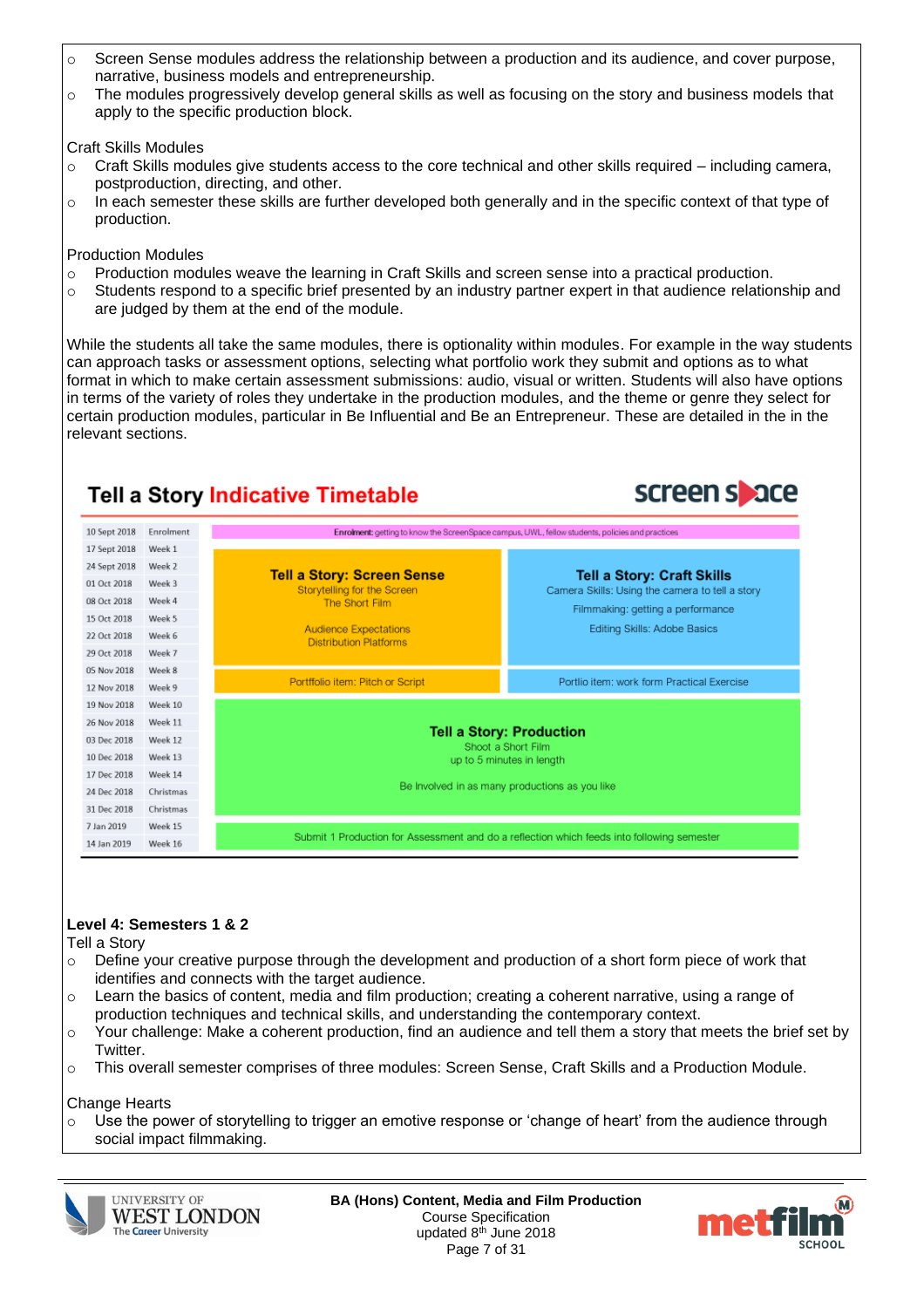- Screen Sense modules address the relationship between a production and its audience, and cover purpose, narrative, business models and entrepreneurship.
- The modules progressively develop general skills as well as focusing on the story and business models that apply to the specific production block.

Craft Skills Modules

- Craft Skills modules give students access to the core technical and other skills required – including camera, postproduction, directing, and other.
- In each semester these skills are further developed both generally and in the specific context of that type of production.

Production Modules

- Production modules weave the learning in Craft Skills and screen sense into a practical production.
- Students respond to a specific brief presented by an industry partner expert in that audience relationship and are judged by them at the end of the module.

While the students all take the same modules, there is optionality within modules. For example in the way students can approach tasks or assessment options, selecting what portfolio work they submit and options as to what format in which to make certain assessment submissions: audio, visual or written. Students will also have options in terms of the variety of roles they undertake in the production modules, and the theme or genre they select for certain production modules, particular in Be Influential and Be an Entrepreneur. These are detailed in the in the relevant sections.

## Tell a Story Indicative Timetable

screen space

| Date | Week | Tell a Story: Screen Sense | Tell a Story: Craft Skills |
|---|---|---|---|
| 10 Sept 2018 | Enrolment | **Enrolment:** getting to know the ScreenSpace campus, UWL, fellow students, policies and practices | |
| 17 Sept 2018 | Week 1 | **Tell a Story: Screen Sense**<br>Storytelling for the Screen<br>The Short Film<br>Audience Expectations<br>Distribution Platforms | **Tell a Story: Craft Skills**<br>Camera Skills: Using the camera to tell a story<br>Filmmaking: getting a performance<br>Editing Skills: Adobe Basics |
| 24 Sept 2018 | Week 2 | | |
| 01 Oct 2018 | Week 3 | | |
| 08 Oct 2018 | Week 4 | | |
| 15 Oct 2018 | Week 5 | | |
| 22 Oct 2018 | Week 6 | | |
| 29 Oct 2018 | Week 7 | | |
| 05 Nov 2018 | Week 8 | Portfolio item: Pitch or Script | Portlio item: work form Practical Exercise |
| 12 Nov 2018 | Week 9 | | |
| 19 Nov 2018 | Week 10 | **Tell a Story: Production**<br>Shoot a Short Film<br>up to 5 minutes in length<br>Be Involved in as many productions as you like | |
| 26 Nov 2018 | Week 11 | | |
| 03 Dec 2018 | Week 12 | | |
| 10 Dec 2018 | Week 13 | | |
| 17 Dec 2018 | Week 14 | | |
| 24 Dec 2018 | Christmas | | |
| 31 Dec 2018 | Christmas | | |
| 7 Jan 2019 | Week 15 | Submit 1 Production for Assessment and do a reflection which feeds into following semester | |
| 14 Jan 2019 | Week 16 | | |

**Level 4: Semesters 1 & 2**

Tell a Story

- Define your creative purpose through the development and production of a short form piece of work that identifies and connects with the target audience.
- Learn the basics of content, media and film production; creating a coherent narrative, using a range of production techniques and technical skills, and understanding the contemporary context.
- Your challenge: Make a coherent production, find an audience and tell them a story that meets the brief set by Twitter.
- This overall semester comprises of three modules: Screen Sense, Craft Skills and a Production Module.

Change Hearts

- Use the power of storytelling to trigger an emotive response or 'change of heart' from the audience through social impact filmmaking.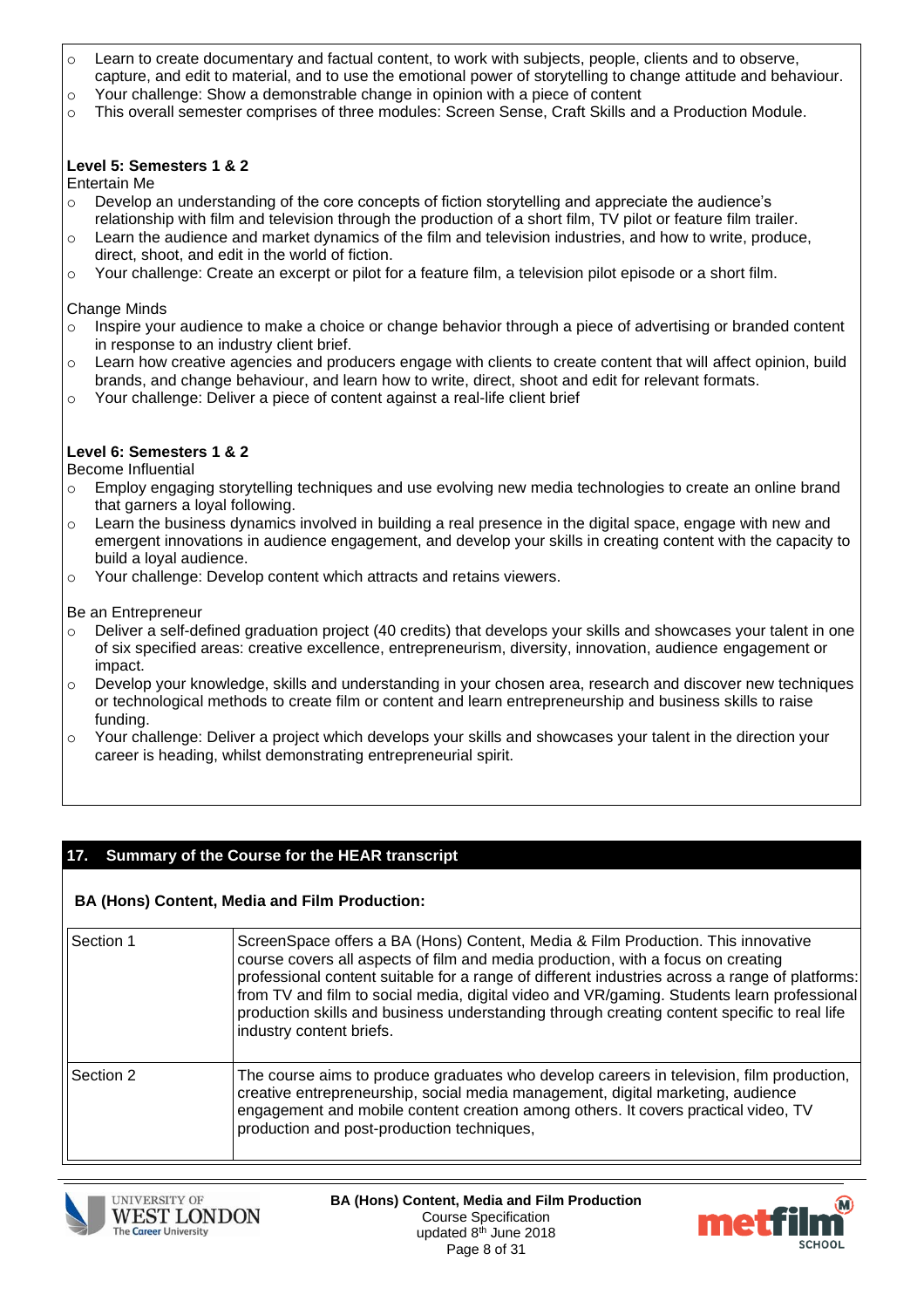- Learn to create documentary and factual content, to work with subjects, people, clients and to observe, capture, and edit to material, and to use the emotional power of storytelling to change attitude and behaviour.
- Your challenge: Show a demonstrable change in opinion with a piece of content
- This overall semester comprises of three modules: Screen Sense, Craft Skills and a Production Module.

**Level 5: Semesters 1 & 2**

Entertain Me

- Develop an understanding of the core concepts of fiction storytelling and appreciate the audience's relationship with film and television through the production of a short film, TV pilot or feature film trailer.
- Learn the audience and market dynamics of the film and television industries, and how to write, produce, direct, shoot, and edit in the world of fiction.
- Your challenge: Create an excerpt or pilot for a feature film, a television pilot episode or a short film.

Change Minds

- Inspire your audience to make a choice or change behavior through a piece of advertising or branded content in response to an industry client brief.
- Learn how creative agencies and producers engage with clients to create content that will affect opinion, build brands, and change behaviour, and learn how to write, direct, shoot and edit for relevant formats.
- Your challenge: Deliver a piece of content against a real-life client brief

**Level 6: Semesters 1 & 2**

Become Influential

- Employ engaging storytelling techniques and use evolving new media technologies to create an online brand that garners a loyal following.
- Learn the business dynamics involved in building a real presence in the digital space, engage with new and emergent innovations in audience engagement, and develop your skills in creating content with the capacity to build a loyal audience.
- Your challenge: Develop content which attracts and retains viewers.

Be an Entrepreneur

- Deliver a self-defined graduation project (40 credits) that develops your skills and showcases your talent in one of six specified areas: creative excellence, entrepreneurism, diversity, innovation, audience engagement or impact.
- Develop your knowledge, skills and understanding in your chosen area, research and discover new techniques or technological methods to create film or content and learn entrepreneurship and business skills to raise funding.
- Your challenge: Deliver a project which develops your skills and showcases your talent in the direction your career is heading, whilst demonstrating entrepreneurial spirit.

## 17. Summary of the Course for the HEAR transcript

**BA (Hons) Content, Media and Film Production:**

| | |
|---|---|
| Section 1 | ScreenSpace offers a BA (Hons) Content, Media & Film Production. This innovative course covers all aspects of film and media production, with a focus on creating professional content suitable for a range of different industries across a range of platforms: from TV and film to social media, digital video and VR/gaming. Students learn professional production skills and business understanding through creating content specific to real life industry content briefs. |
| Section 2 | The course aims to produce graduates who develop careers in television, film production, creative entrepreneurship, social media management, digital marketing, audience engagement and mobile content creation among others. It covers practical video, TV production and post-production techniques, |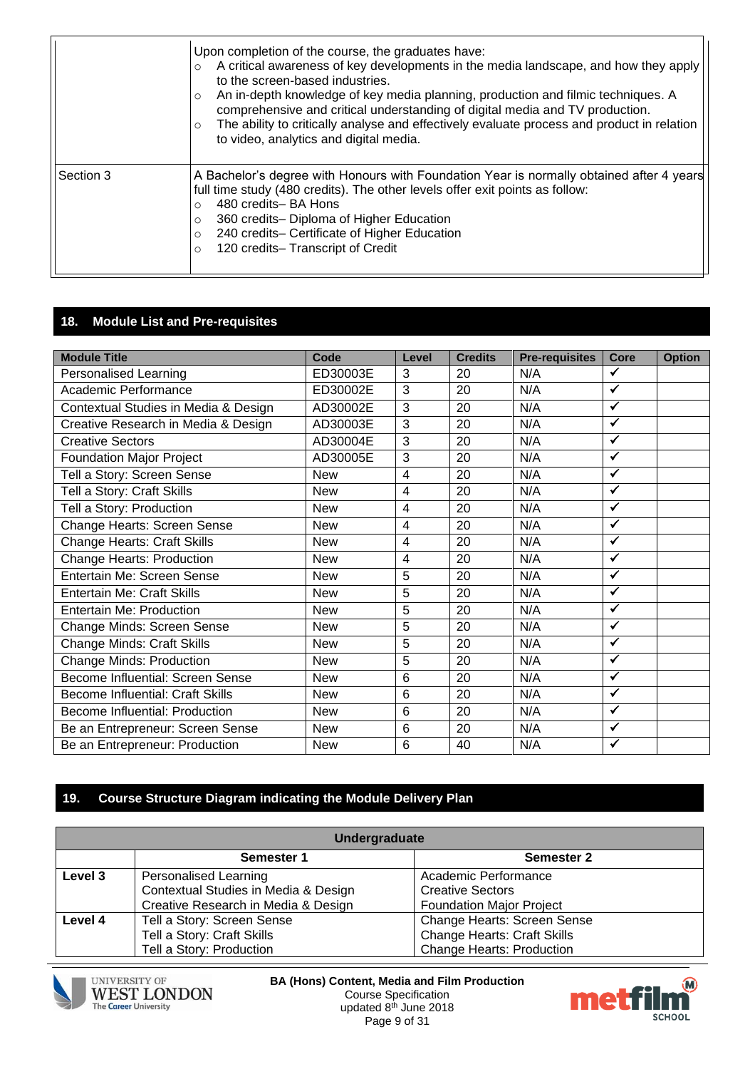| | |
|---|---|
| | Upon completion of the course, the graduates have:<br>○ A critical awareness of key developments in the media landscape, and how they apply to the screen-based industries.<br>○ An in-depth knowledge of key media planning, production and filmic techniques. A comprehensive and critical understanding of digital media and TV production.<br>○ The ability to critically analyse and effectively evaluate process and product in relation to video, analytics and digital media. |
| Section 3 | A Bachelor's degree with Honours with Foundation Year is normally obtained after 4 years full time study (480 credits). The other levels offer exit points as follow:<br>○ 480 credits– BA Hons<br>○ 360 credits– Diploma of Higher Education<br>○ 240 credits– Certificate of Higher Education<br>○ 120 credits– Transcript of Credit |

## 18. Module List and Pre-requisites

| Module Title | Code | Level | Credits | Pre-requisites | Core | Option |
|---|---|---|---|---|---|---|
| Personalised Learning | ED30003E | 3 | 20 | N/A | ✓ | |
| Academic Performance | ED30002E | 3 | 20 | N/A | ✓ | |
| Contextual Studies in Media & Design | AD30002E | 3 | 20 | N/A | ✓ | |
| Creative Research in Media & Design | AD30003E | 3 | 20 | N/A | ✓ | |
| Creative Sectors | AD30004E | 3 | 20 | N/A | ✓ | |
| Foundation Major Project | AD30005E | 3 | 20 | N/A | ✓ | |
| Tell a Story: Screen Sense | New | 4 | 20 | N/A | ✓ | |
| Tell a Story: Craft Skills | New | 4 | 20 | N/A | ✓ | |
| Tell a Story: Production | New | 4 | 20 | N/A | ✓ | |
| Change Hearts: Screen Sense | New | 4 | 20 | N/A | ✓ | |
| Change Hearts: Craft Skills | New | 4 | 20 | N/A | ✓ | |
| Change Hearts: Production | New | 4 | 20 | N/A | ✓ | |
| Entertain Me: Screen Sense | New | 5 | 20 | N/A | ✓ | |
| Entertain Me: Craft Skills | New | 5 | 20 | N/A | ✓ | |
| Entertain Me: Production | New | 5 | 20 | N/A | ✓ | |
| Change Minds: Screen Sense | New | 5 | 20 | N/A | ✓ | |
| Change Minds: Craft Skills | New | 5 | 20 | N/A | ✓ | |
| Change Minds: Production | New | 5 | 20 | N/A | ✓ | |
| Become Influential: Screen Sense | New | 6 | 20 | N/A | ✓ | |
| Become Influential: Craft Skills | New | 6 | 20 | N/A | ✓ | |
| Become Influential: Production | New | 6 | 20 | N/A | ✓ | |
| Be an Entrepreneur: Screen Sense | New | 6 | 20 | N/A | ✓ | |
| Be an Entrepreneur: Production | New | 6 | 40 | N/A | ✓ | |

## 19. Course Structure Diagram indicating the Module Delivery Plan

| Undergraduate | | |
|---|---|---|
| | **Semester 1** | **Semester 2** |
| **Level 3** | Personalised Learning<br>Contextual Studies in Media & Design<br>Creative Research in Media & Design | Academic Performance<br>Creative Sectors<br>Foundation Major Project |
| **Level 4** | Tell a Story: Screen Sense<br>Tell a Story: Craft Skills<br>Tell a Story: Production | Change Hearts: Screen Sense<br>Change Hearts: Craft Skills<br>Change Hearts: Production |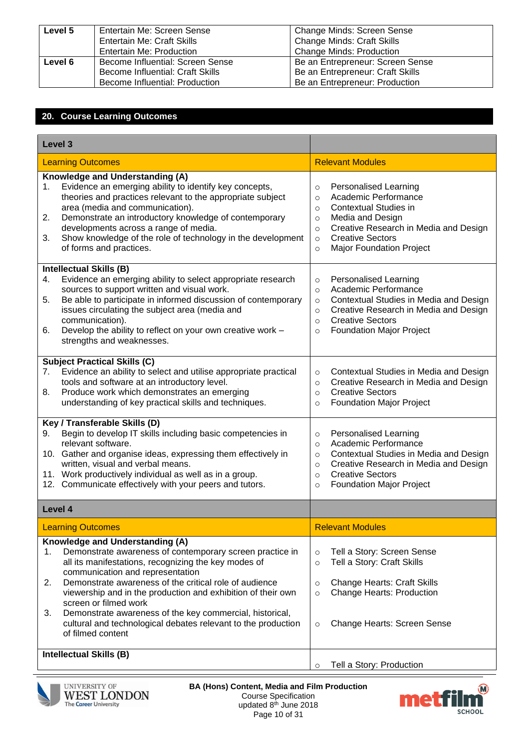| Level 5 | Entertain Me: Screen Sense<br>Entertain Me: Craft Skills<br>Entertain Me: Production | Change Minds: Screen Sense<br>Change Minds: Craft Skills<br>Change Minds: Production |
|---|---|---|
| **Level 6** | Become Influential: Screen Sense<br>Become Influential: Craft Skills<br>Become Influential: Production | Be an Entrepreneur: Screen Sense<br>Be an Entrepreneur: Craft Skills<br>Be an Entrepreneur: Production |

## 20. Course Learning Outcomes

| **Level 3** | |
|---|---|
| Learning Outcomes | Relevant Modules |
| **Knowledge and Understanding (A)**<br>1. Evidence an emerging ability to identify key concepts, theories and practices relevant to the appropriate subject area (media and communication).<br>2. Demonstrate an introductory knowledge of contemporary developments across a range of media.<br>3. Show knowledge of the role of technology in the development of forms and practices. | ○ Personalised Learning<br>○ Academic Performance<br>○ Contextual Studies in<br>○ Media and Design<br>○ Creative Research in Media and Design<br>○ Creative Sectors<br>○ Major Foundation Project |
| **Intellectual Skills (B)**<br>4. Evidence an emerging ability to select appropriate research sources to support written and visual work.<br>5. Be able to participate in informed discussion of contemporary issues circulating the subject area (media and communication).<br>6. Develop the ability to reflect on your own creative work – strengths and weaknesses. | ○ Personalised Learning<br>○ Academic Performance<br>○ Contextual Studies in Media and Design<br>○ Creative Research in Media and Design<br>○ Creative Sectors<br>○ Foundation Major Project |
| **Subject Practical Skills (C)**<br>7. Evidence an ability to select and utilise appropriate practical tools and software at an introductory level.<br>8. Produce work which demonstrates an emerging understanding of key practical skills and techniques. | ○ Contextual Studies in Media and Design<br>○ Creative Research in Media and Design<br>○ Creative Sectors<br>○ Foundation Major Project |
| **Key / Transferable Skills (D)**<br>9. Begin to develop IT skills including basic competencies in relevant software.<br>10. Gather and organise ideas, expressing them effectively in written, visual and verbal means.<br>11. Work productively individual as well as in a group.<br>12. Communicate effectively with your peers and tutors. | ○ Personalised Learning<br>○ Academic Performance<br>○ Contextual Studies in Media and Design<br>○ Creative Research in Media and Design<br>○ Creative Sectors<br>○ Foundation Major Project |
| **Level 4** | |
| Learning Outcomes | Relevant Modules |
| **Knowledge and Understanding (A)**<br>1. Demonstrate awareness of contemporary screen practice in all its manifestations, recognizing the key modes of communication and representation<br>2. Demonstrate awareness of the critical role of audience viewership and in the production and exhibition of their own screen or filmed work<br>3. Demonstrate awareness of the key commercial, historical, cultural and technological debates relevant to the production of filmed content | ○ Tell a Story: Screen Sense<br>○ Tell a Story: Craft Skills<br>○ Change Hearts: Craft Skills<br>○ Change Hearts: Production<br>○ Change Hearts: Screen Sense |
| **Intellectual Skills (B)** | ○ Tell a Story: Production |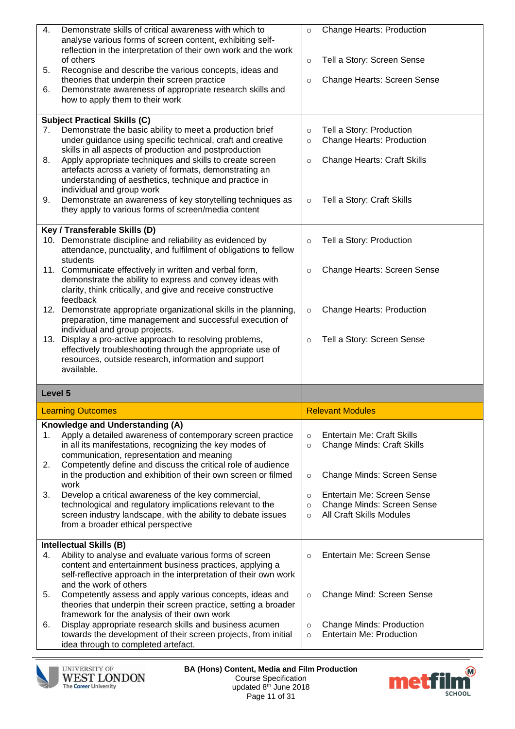| | |
|---|---|
| 4. Demonstrate skills of critical awareness with which to analyse various forms of screen content, exhibiting self-reflection in the interpretation of their own work and the work of others<br>5. Recognise and describe the various concepts, ideas and theories that underpin their screen practice<br>6. Demonstrate awareness of appropriate research skills and how to apply them to their work | ○ Change Hearts: Production<br>○ Tell a Story: Screen Sense<br>○ Change Hearts: Screen Sense |
| **Subject Practical Skills (C)**<br>7. Demonstrate the basic ability to meet a production brief under guidance using specific technical, craft and creative skills in all aspects of production and postproduction<br>8. Apply appropriate techniques and skills to create screen artefacts across a variety of formats, demonstrating an understanding of aesthetics, technique and practice in individual and group work<br>9. Demonstrate an awareness of key storytelling techniques as they apply to various forms of screen/media content | ○ Tell a Story: Production<br>○ Change Hearts: Production<br>○ Change Hearts: Craft Skills<br>○ Tell a Story: Craft Skills |
| **Key / Transferable Skills (D)**<br>10. Demonstrate discipline and reliability as evidenced by attendance, punctuality, and fulfilment of obligations to fellow students<br>11. Communicate effectively in written and verbal form, demonstrate the ability to express and convey ideas with clarity, think critically, and give and receive constructive feedback<br>12. Demonstrate appropriate organizational skills in the planning, preparation, time management and successful execution of individual and group projects.<br>13. Display a pro-active approach to resolving problems, effectively troubleshooting through the appropriate use of resources, outside research, information and support available. | ○ Tell a Story: Production<br>○ Change Hearts: Screen Sense<br>○ Change Hearts: Production<br>○ Tell a Story: Screen Sense |
| **Level 5** | |
| Learning Outcomes | Relevant Modules |
| **Knowledge and Understanding (A)**<br>1. Apply a detailed awareness of contemporary screen practice in all its manifestations, recognizing the key modes of communication, representation and meaning<br>2. Competently define and discuss the critical role of audience in the production and exhibition of their own screen or filmed work<br>3. Develop a critical awareness of the key commercial, technological and regulatory implications relevant to the screen industry landscape, with the ability to debate issues from a broader ethical perspective | ○ Entertain Me: Craft Skills<br>○ Change Minds: Craft Skills<br>○ Change Minds: Screen Sense<br>○ Entertain Me: Screen Sense<br>○ Change Minds: Screen Sense<br>○ All Craft Skills Modules |
| **Intellectual Skills (B)**<br>4. Ability to analyse and evaluate various forms of screen content and entertainment business practices, applying a self-reflective approach in the interpretation of their own work and the work of others<br>5. Competently assess and apply various concepts, ideas and theories that underpin their screen practice, setting a broader framework for the analysis of their own work<br>6. Display appropriate research skills and business acumen towards the development of their screen projects, from initial idea through to completed artefact. | ○ Entertain Me: Screen Sense<br>○ Change Mind: Screen Sense<br>○ Change Minds: Production<br>○ Entertain Me: Production |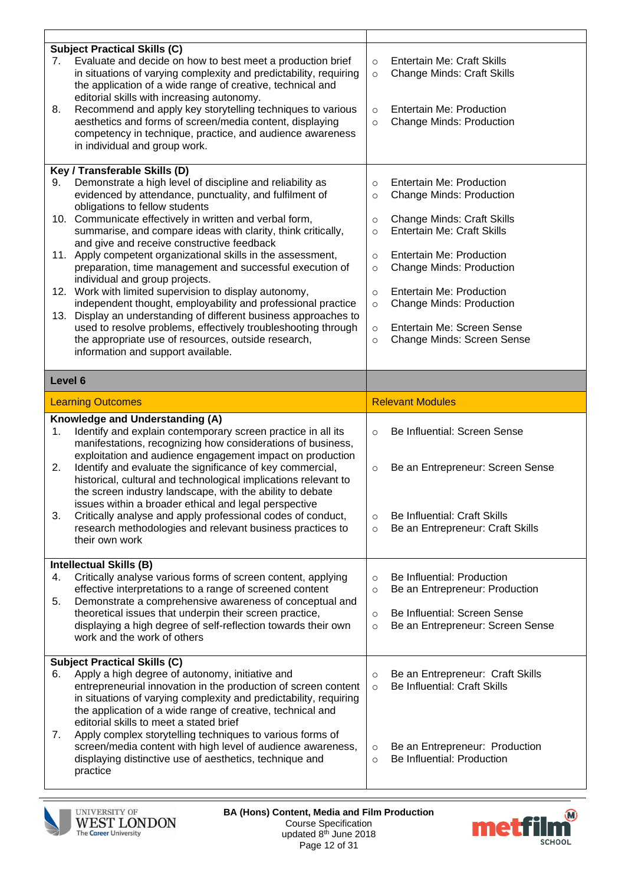| | |
|---|---|
| **Subject Practical Skills (C)** | |
| 7. Evaluate and decide on how to best meet a production brief in situations of varying complexity and predictability, requiring the application of a wide range of creative, technical and editorial skills with increasing autonomy. | ○ Entertain Me: Craft Skills<br>○ Change Minds: Craft Skills |
| 8. Recommend and apply key storytelling techniques to various aesthetics and forms of screen/media content, displaying competency in technique, practice, and audience awareness in individual and group work. | ○ Entertain Me: Production<br>○ Change Minds: Production |
| **Key / Transferable Skills (D)** | |
| 9. Demonstrate a high level of discipline and reliability as evidenced by attendance, punctuality, and fulfilment of obligations to fellow students | ○ Entertain Me: Production<br>○ Change Minds: Production |
| 10. Communicate effectively in written and verbal form, summarise, and compare ideas with clarity, think critically, and give and receive constructive feedback | ○ Change Minds: Craft Skills<br>○ Entertain Me: Craft Skills |
| 11. Apply competent organizational skills in the assessment, preparation, time management and successful execution of individual and group projects. | ○ Entertain Me: Production<br>○ Change Minds: Production |
| 12. Work with limited supervision to display autonomy, independent thought, employability and professional practice | ○ Entertain Me: Production<br>○ Change Minds: Production |
| 13. Display an understanding of different business approaches to used to resolve problems, effectively troubleshooting through the appropriate use of resources, outside research, information and support available. | ○ Entertain Me: Screen Sense<br>○ Change Minds: Screen Sense |
| **Level 6** | |
| Learning Outcomes | Relevant Modules |
| **Knowledge and Understanding (A)** | |
| 1. Identify and explain contemporary screen practice in all its manifestations, recognizing how considerations of business, exploitation and audience engagement impact on production | ○ Be Influential: Screen Sense |
| 2. Identify and evaluate the significance of key commercial, historical, cultural and technological implications relevant to the screen industry landscape, with the ability to debate issues within a broader ethical and legal perspective | ○ Be an Entrepreneur: Screen Sense |
| 3. Critically analyse and apply professional codes of conduct, research methodologies and relevant business practices to their own work | ○ Be Influential: Craft Skills<br>○ Be an Entrepreneur: Craft Skills |
| **Intellectual Skills (B)** | |
| 4. Critically analyse various forms of screen content, applying effective interpretations to a range of screened content | ○ Be Influential: Production<br>○ Be an Entrepreneur: Production |
| 5. Demonstrate a comprehensive awareness of conceptual and theoretical issues that underpin their screen practice, displaying a high degree of self-reflection towards their own work and the work of others | ○ Be Influential: Screen Sense<br>○ Be an Entrepreneur: Screen Sense |
| **Subject Practical Skills (C)** | |
| 6. Apply a high degree of autonomy, initiative and entrepreneurial innovation in the production of screen content in situations of varying complexity and predictability, requiring the application of a wide range of creative, technical and editorial skills to meet a stated brief | ○ Be an Entrepreneur: Craft Skills<br>○ Be Influential: Craft Skills |
| 7. Apply complex storytelling techniques to various forms of screen/media content with high level of audience awareness, displaying distinctive use of aesthetics, technique and practice | ○ Be an Entrepreneur: Production<br>○ Be Influential: Production |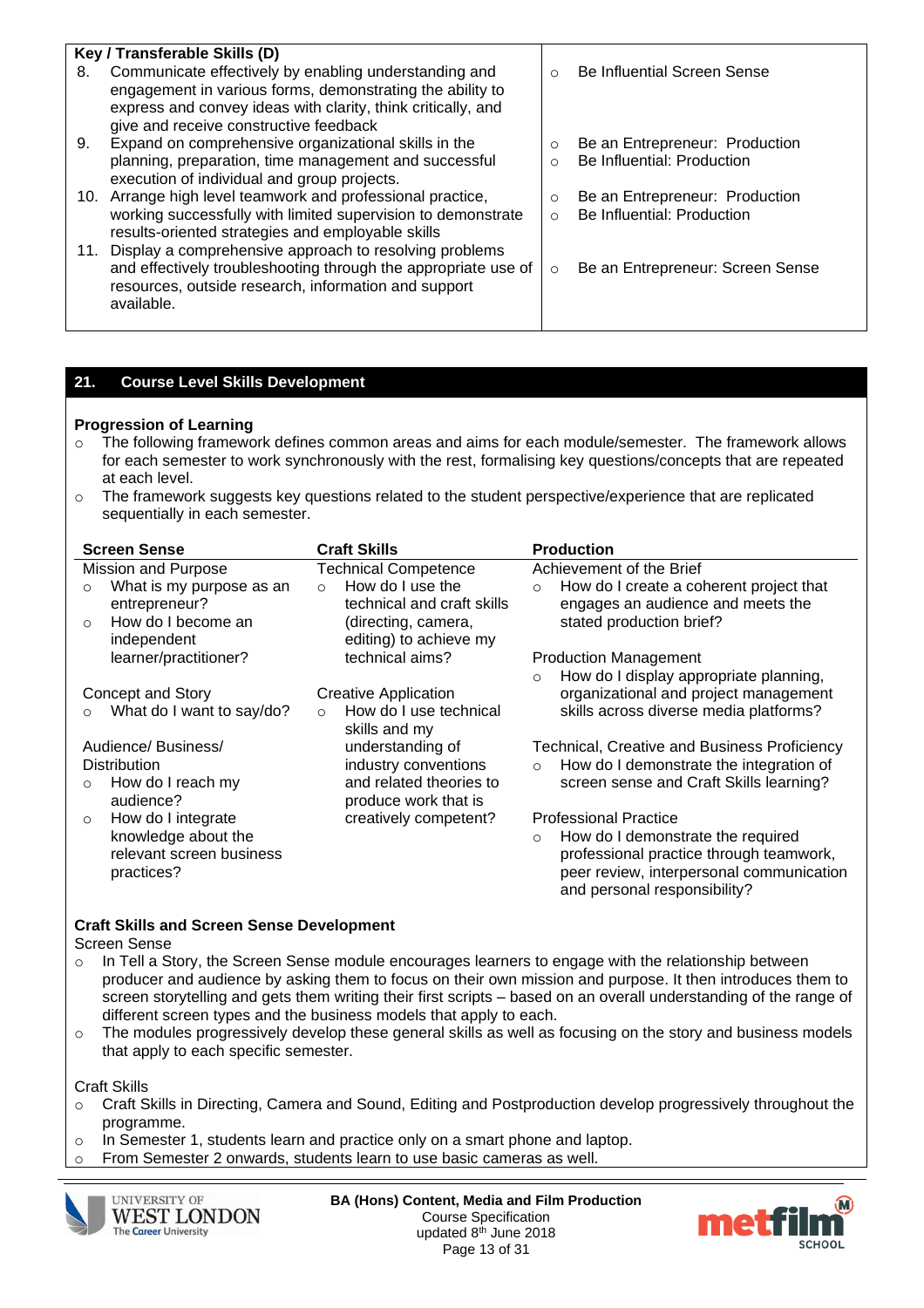| Key / Transferable Skills (D) | |
|---|---|
| 8. Communicate effectively by enabling understanding and engagement in various forms, demonstrating the ability to express and convey ideas with clarity, think critically, and give and receive constructive feedback | ○ Be Influential Screen Sense |
| 9. Expand on comprehensive organizational skills in the planning, preparation, time management and successful execution of individual and group projects. | ○ Be an Entrepreneur: Production<br>○ Be Influential: Production |
| 10. Arrange high level teamwork and professional practice, working successfully with limited supervision to demonstrate results-oriented strategies and employable skills | ○ Be an Entrepreneur: Production<br>○ Be Influential: Production |
| 11. Display a comprehensive approach to resolving problems and effectively troubleshooting through the appropriate use of resources, outside research, information and support available. | ○ Be an Entrepreneur: Screen Sense |

## 21. Course Level Skills Development

**Progression of Learning**

- The following framework defines common areas and aims for each module/semester. The framework allows for each semester to work synchronously with the rest, formalising key questions/concepts that are repeated at each level.
- The framework suggests key questions related to the student perspective/experience that are replicated sequentially in each semester.

| Screen Sense | Craft Skills | Production |
|---|---|---|
| Mission and Purpose<br>○ What is my purpose as an entrepreneur?<br>○ How do I become an independent learner/practitioner?<br><br>Concept and Story<br>○ What do I want to say/do?<br><br>Audience/ Business/ Distribution<br>○ How do I reach my audience?<br>○ How do I integrate knowledge about the relevant screen business practices? | Technical Competence<br>○ How do I use the technical and craft skills (directing, camera, editing) to achieve my technical aims?<br><br>Creative Application<br>○ How do I use technical skills and my understanding of industry conventions and related theories to produce work that is creatively competent? | Achievement of the Brief<br>○ How do I create a coherent project that engages an audience and meets the stated production brief?<br><br>Production Management<br>○ How do I display appropriate planning, organizational and project management skills across diverse media platforms?<br><br>Technical, Creative and Business Proficiency<br>○ How do I demonstrate the integration of screen sense and Craft Skills learning?<br><br>Professional Practice<br>○ How do I demonstrate the required professional practice through teamwork, peer review, interpersonal communication and personal responsibility? |

**Craft Skills and Screen Sense Development**

Screen Sense

- In Tell a Story, the Screen Sense module encourages learners to engage with the relationship between producer and audience by asking them to focus on their own mission and purpose. It then introduces them to screen storytelling and gets them writing their first scripts – based on an overall understanding of the range of different screen types and the business models that apply to each.
- The modules progressively develop these general skills as well as focusing on the story and business models that apply to each specific semester.

Craft Skills

- Craft Skills in Directing, Camera and Sound, Editing and Postproduction develop progressively throughout the programme.
- In Semester 1, students learn and practice only on a smart phone and laptop.
- From Semester 2 onwards, students learn to use basic cameras as well.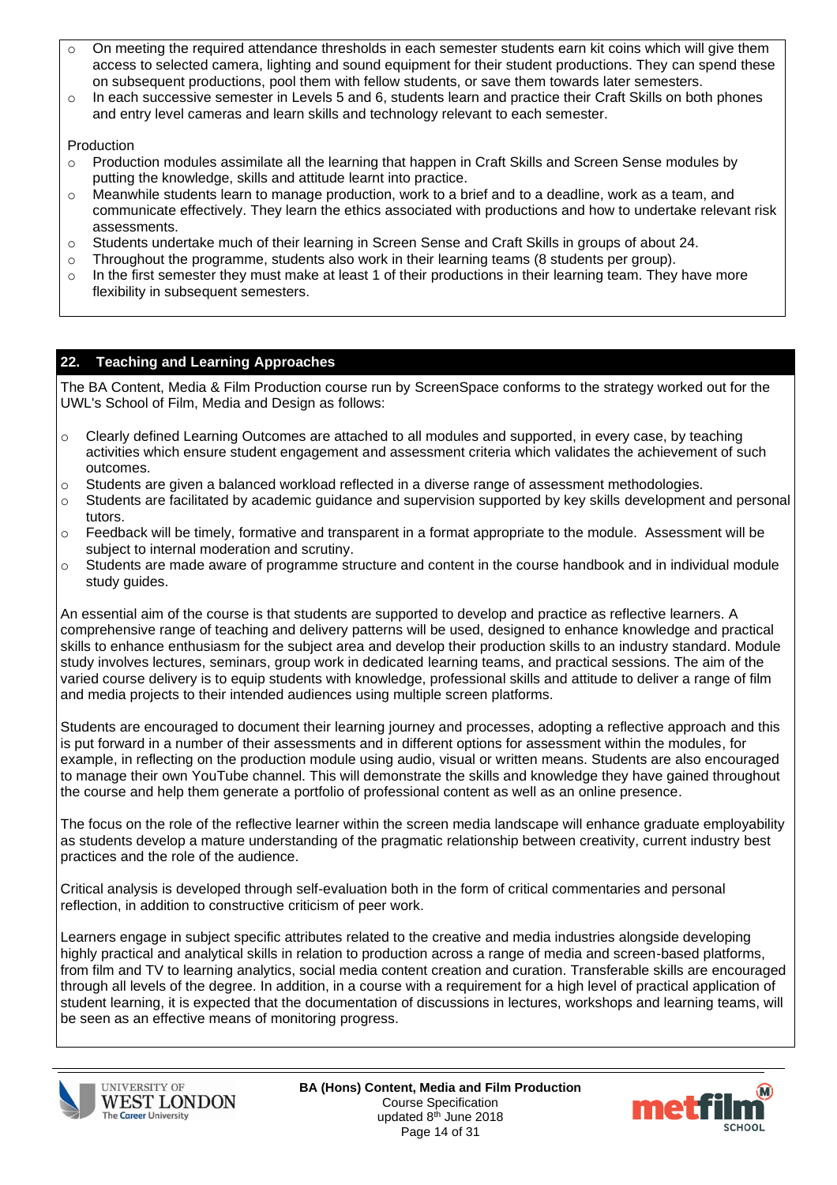- On meeting the required attendance thresholds in each semester students earn kit coins which will give them access to selected camera, lighting and sound equipment for their student productions. They can spend these on subsequent productions, pool them with fellow students, or save them towards later semesters.
- In each successive semester in Levels 5 and 6, students learn and practice their Craft Skills on both phones and entry level cameras and learn skills and technology relevant to each semester.

Production

- Production modules assimilate all the learning that happen in Craft Skills and Screen Sense modules by putting the knowledge, skills and attitude learnt into practice.
- Meanwhile students learn to manage production, work to a brief and to a deadline, work as a team, and communicate effectively. They learn the ethics associated with productions and how to undertake relevant risk assessments.
- Students undertake much of their learning in Screen Sense and Craft Skills in groups of about 24.
- Throughout the programme, students also work in their learning teams (8 students per group).
- In the first semester they must make at least 1 of their productions in their learning team. They have more flexibility in subsequent semesters.

## 22. Teaching and Learning Approaches

The BA Content, Media & Film Production course run by ScreenSpace conforms to the strategy worked out for the UWL's School of Film, Media and Design as follows:

- Clearly defined Learning Outcomes are attached to all modules and supported, in every case, by teaching activities which ensure student engagement and assessment criteria which validates the achievement of such outcomes.
- Students are given a balanced workload reflected in a diverse range of assessment methodologies.
- Students are facilitated by academic guidance and supervision supported by key skills development and personal tutors.
- Feedback will be timely, formative and transparent in a format appropriate to the module. Assessment will be subject to internal moderation and scrutiny.
- Students are made aware of programme structure and content in the course handbook and in individual module study guides.

An essential aim of the course is that students are supported to develop and practice as reflective learners. A comprehensive range of teaching and delivery patterns will be used, designed to enhance knowledge and practical skills to enhance enthusiasm for the subject area and develop their production skills to an industry standard. Module study involves lectures, seminars, group work in dedicated learning teams, and practical sessions. The aim of the varied course delivery is to equip students with knowledge, professional skills and attitude to deliver a range of film and media projects to their intended audiences using multiple screen platforms.

Students are encouraged to document their learning journey and processes, adopting a reflective approach and this is put forward in a number of their assessments and in different options for assessment within the modules, for example, in reflecting on the production module using audio, visual or written means. Students are also encouraged to manage their own YouTube channel. This will demonstrate the skills and knowledge they have gained throughout the course and help them generate a portfolio of professional content as well as an online presence.

The focus on the role of the reflective learner within the screen media landscape will enhance graduate employability as students develop a mature understanding of the pragmatic relationship between creativity, current industry best practices and the role of the audience.

Critical analysis is developed through self-evaluation both in the form of critical commentaries and personal reflection, in addition to constructive criticism of peer work.

Learners engage in subject specific attributes related to the creative and media industries alongside developing highly practical and analytical skills in relation to production across a range of media and screen-based platforms, from film and TV to learning analytics, social media content creation and curation. Transferable skills are encouraged through all levels of the degree. In addition, in a course with a requirement for a high level of practical application of student learning, it is expected that the documentation of discussions in lectures, workshops and learning teams, will be seen as an effective means of monitoring progress.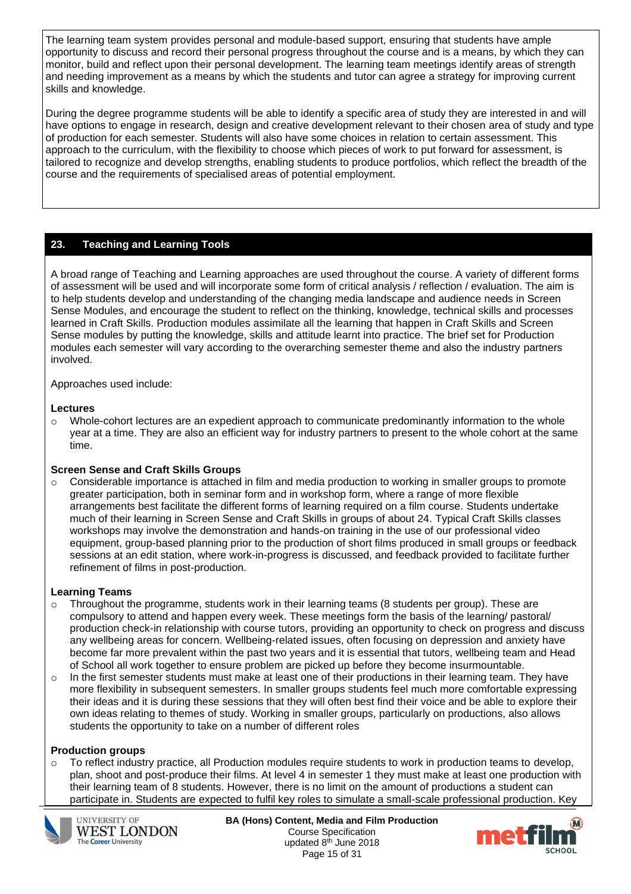The learning team system provides personal and module-based support, ensuring that students have ample opportunity to discuss and record their personal progress throughout the course and is a means, by which they can monitor, build and reflect upon their personal development. The learning team meetings identify areas of strength and needing improvement as a means by which the students and tutor can agree a strategy for improving current skills and knowledge.

During the degree programme students will be able to identify a specific area of study they are interested in and will have options to engage in research, design and creative development relevant to their chosen area of study and type of production for each semester. Students will also have some choices in relation to certain assessment. This approach to the curriculum, with the flexibility to choose which pieces of work to put forward for assessment, is tailored to recognize and develop strengths, enabling students to produce portfolios, which reflect the breadth of the course and the requirements of specialised areas of potential employment.

## 23. Teaching and Learning Tools

A broad range of Teaching and Learning approaches are used throughout the course. A variety of different forms of assessment will be used and will incorporate some form of critical analysis / reflection / evaluation. The aim is to help students develop and understanding of the changing media landscape and audience needs in Screen Sense Modules, and encourage the student to reflect on the thinking, knowledge, technical skills and processes learned in Craft Skills. Production modules assimilate all the learning that happen in Craft Skills and Screen Sense modules by putting the knowledge, skills and attitude learnt into practice. The brief set for Production modules each semester will vary according to the overarching semester theme and also the industry partners involved.

Approaches used include:

**Lectures**

- Whole-cohort lectures are an expedient approach to communicate predominantly information to the whole year at a time. They are also an efficient way for industry partners to present to the whole cohort at the same time.

**Screen Sense and Craft Skills Groups**

- Considerable importance is attached in film and media production to working in smaller groups to promote greater participation, both in seminar form and in workshop form, where a range of more flexible arrangements best facilitate the different forms of learning required on a film course. Students undertake much of their learning in Screen Sense and Craft Skills in groups of about 24. Typical Craft Skills classes workshops may involve the demonstration and hands-on training in the use of our professional video equipment, group-based planning prior to the production of short films produced in small groups or feedback sessions at an edit station, where work-in-progress is discussed, and feedback provided to facilitate further refinement of films in post-production.

**Learning Teams**

- Throughout the programme, students work in their learning teams (8 students per group). These are compulsory to attend and happen every week. These meetings form the basis of the learning/ pastoral/ production check-in relationship with course tutors, providing an opportunity to check on progress and discuss any wellbeing areas for concern. Wellbeing-related issues, often focusing on depression and anxiety have become far more prevalent within the past two years and it is essential that tutors, wellbeing team and Head of School all work together to ensure problem are picked up before they become insurmountable.
- In the first semester students must make at least one of their productions in their learning team. They have more flexibility in subsequent semesters. In smaller groups students feel much more comfortable expressing their ideas and it is during these sessions that they will often best find their voice and be able to explore their own ideas relating to themes of study. Working in smaller groups, particularly on productions, also allows students the opportunity to take on a number of different roles

**Production groups**

- To reflect industry practice, all Production modules require students to work in production teams to develop, plan, shoot and post-produce their films. At level 4 in semester 1 they must make at least one production with their learning team of 8 students. However, there is no limit on the amount of productions a student can participate in. Students are expected to fulfil key roles to simulate a small-scale professional production. Key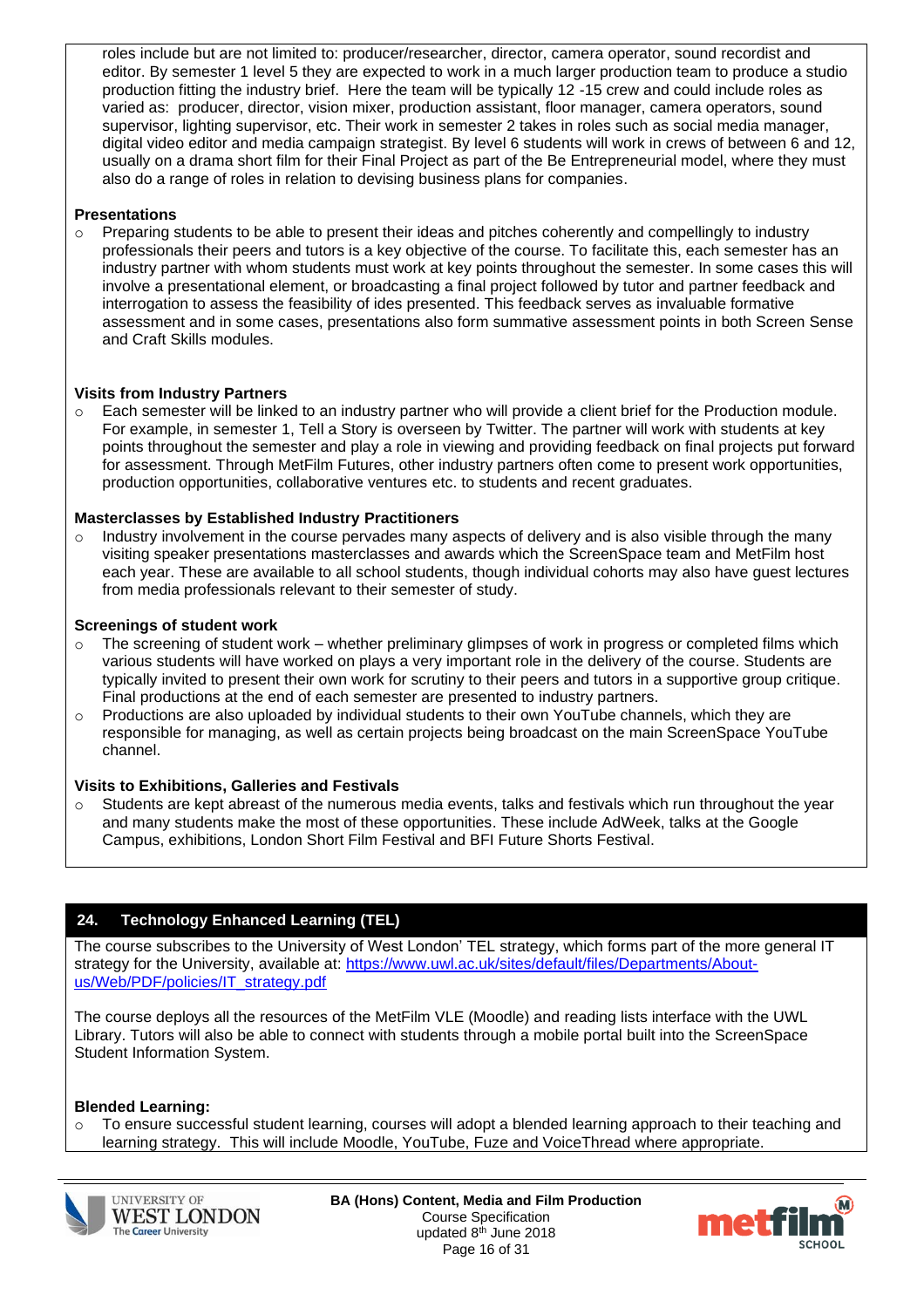roles include but are not limited to: producer/researcher, director, camera operator, sound recordist and editor. By semester 1 level 5 they are expected to work in a much larger production team to produce a studio production fitting the industry brief. Here the team will be typically 12 -15 crew and could include roles as varied as: producer, director, vision mixer, production assistant, floor manager, camera operators, sound supervisor, lighting supervisor, etc. Their work in semester 2 takes in roles such as social media manager, digital video editor and media campaign strategist. By level 6 students will work in crews of between 6 and 12, usually on a drama short film for their Final Project as part of the Be Entrepreneurial model, where they must also do a range of roles in relation to devising business plans for companies.

**Presentations**

- Preparing students to be able to present their ideas and pitches coherently and compellingly to industry professionals their peers and tutors is a key objective of the course. To facilitate this, each semester has an industry partner with whom students must work at key points throughout the semester. In some cases this will involve a presentational element, or broadcasting a final project followed by tutor and partner feedback and interrogation to assess the feasibility of ides presented. This feedback serves as invaluable formative assessment and in some cases, presentations also form summative assessment points in both Screen Sense and Craft Skills modules.

**Visits from Industry Partners**

- Each semester will be linked to an industry partner who will provide a client brief for the Production module. For example, in semester 1, Tell a Story is overseen by Twitter. The partner will work with students at key points throughout the semester and play a role in viewing and providing feedback on final projects put forward for assessment. Through MetFilm Futures, other industry partners often come to present work opportunities, production opportunities, collaborative ventures etc. to students and recent graduates.

**Masterclasses by Established Industry Practitioners**

- Industry involvement in the course pervades many aspects of delivery and is also visible through the many visiting speaker presentations masterclasses and awards which the ScreenSpace team and MetFilm host each year. These are available to all school students, though individual cohorts may also have guest lectures from media professionals relevant to their semester of study.

**Screenings of student work**

- The screening of student work – whether preliminary glimpses of work in progress or completed films which various students will have worked on plays a very important role in the delivery of the course. Students are typically invited to present their own work for scrutiny to their peers and tutors in a supportive group critique. Final productions at the end of each semester are presented to industry partners.
- Productions are also uploaded by individual students to their own YouTube channels, which they are responsible for managing, as well as certain projects being broadcast on the main ScreenSpace YouTube channel.

**Visits to Exhibitions, Galleries and Festivals**

- Students are kept abreast of the numerous media events, talks and festivals which run throughout the year and many students make the most of these opportunities. These include AdWeek, talks at the Google Campus, exhibitions, London Short Film Festival and BFI Future Shorts Festival.

## 24. Technology Enhanced Learning (TEL)

The course subscribes to the University of West London' TEL strategy, which forms part of the more general IT strategy for the University, available at: [https://www.uwl.ac.uk/sites/default/files/Departments/About-us/Web/PDF/policies/IT_strategy.pdf](https://www.uwl.ac.uk/sites/default/files/Departments/About-us/Web/PDF/policies/IT_strategy.pdf)

The course deploys all the resources of the MetFilm VLE (Moodle) and reading lists interface with the UWL Library. Tutors will also be able to connect with students through a mobile portal built into the ScreenSpace Student Information System.

**Blended Learning:**

- To ensure successful student learning, courses will adopt a blended learning approach to their teaching and learning strategy. This will include Moodle, YouTube, Fuze and VoiceThread where appropriate.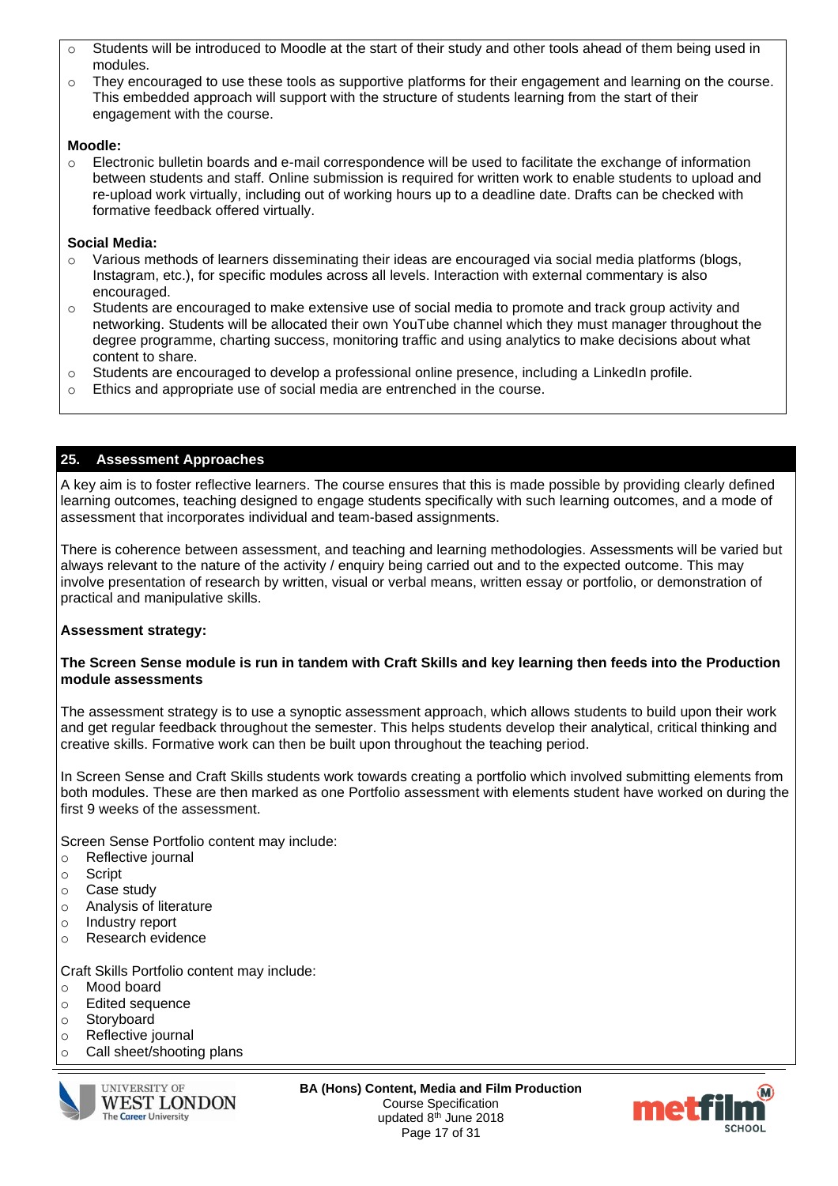- Students will be introduced to Moodle at the start of their study and other tools ahead of them being used in modules.
- They encouraged to use these tools as supportive platforms for their engagement and learning on the course. This embedded approach will support with the structure of students learning from the start of their engagement with the course.

**Moodle:**

- Electronic bulletin boards and e-mail correspondence will be used to facilitate the exchange of information between students and staff. Online submission is required for written work to enable students to upload and re-upload work virtually, including out of working hours up to a deadline date. Drafts can be checked with formative feedback offered virtually.

**Social Media:**

- Various methods of learners disseminating their ideas are encouraged via social media platforms (blogs, Instagram, etc.), for specific modules across all levels. Interaction with external commentary is also encouraged.
- Students are encouraged to make extensive use of social media to promote and track group activity and networking. Students will be allocated their own YouTube channel which they must manager throughout the degree programme, charting success, monitoring traffic and using analytics to make decisions about what content to share.
- Students are encouraged to develop a professional online presence, including a LinkedIn profile.
- Ethics and appropriate use of social media are entrenched in the course.

## 25. Assessment Approaches

A key aim is to foster reflective learners. The course ensures that this is made possible by providing clearly defined learning outcomes, teaching designed to engage students specifically with such learning outcomes, and a mode of assessment that incorporates individual and team-based assignments.

There is coherence between assessment, and teaching and learning methodologies. Assessments will be varied but always relevant to the nature of the activity / enquiry being carried out and to the expected outcome. This may involve presentation of research by written, visual or verbal means, written essay or portfolio, or demonstration of practical and manipulative skills.

**Assessment strategy:**

**The Screen Sense module is run in tandem with Craft Skills and key learning then feeds into the Production module assessments**

The assessment strategy is to use a synoptic assessment approach, which allows students to build upon their work and get regular feedback throughout the semester. This helps students develop their analytical, critical thinking and creative skills. Formative work can then be built upon throughout the teaching period.

In Screen Sense and Craft Skills students work towards creating a portfolio which involved submitting elements from both modules. These are then marked as one Portfolio assessment with elements student have worked on during the first 9 weeks of the assessment.

Screen Sense Portfolio content may include:

- Reflective journal
- Script
- Case study
- Analysis of literature
- Industry report
- Research evidence

Craft Skills Portfolio content may include:

- Mood board
- Edited sequence
- Storyboard
- Reflective journal
- Call sheet/shooting plans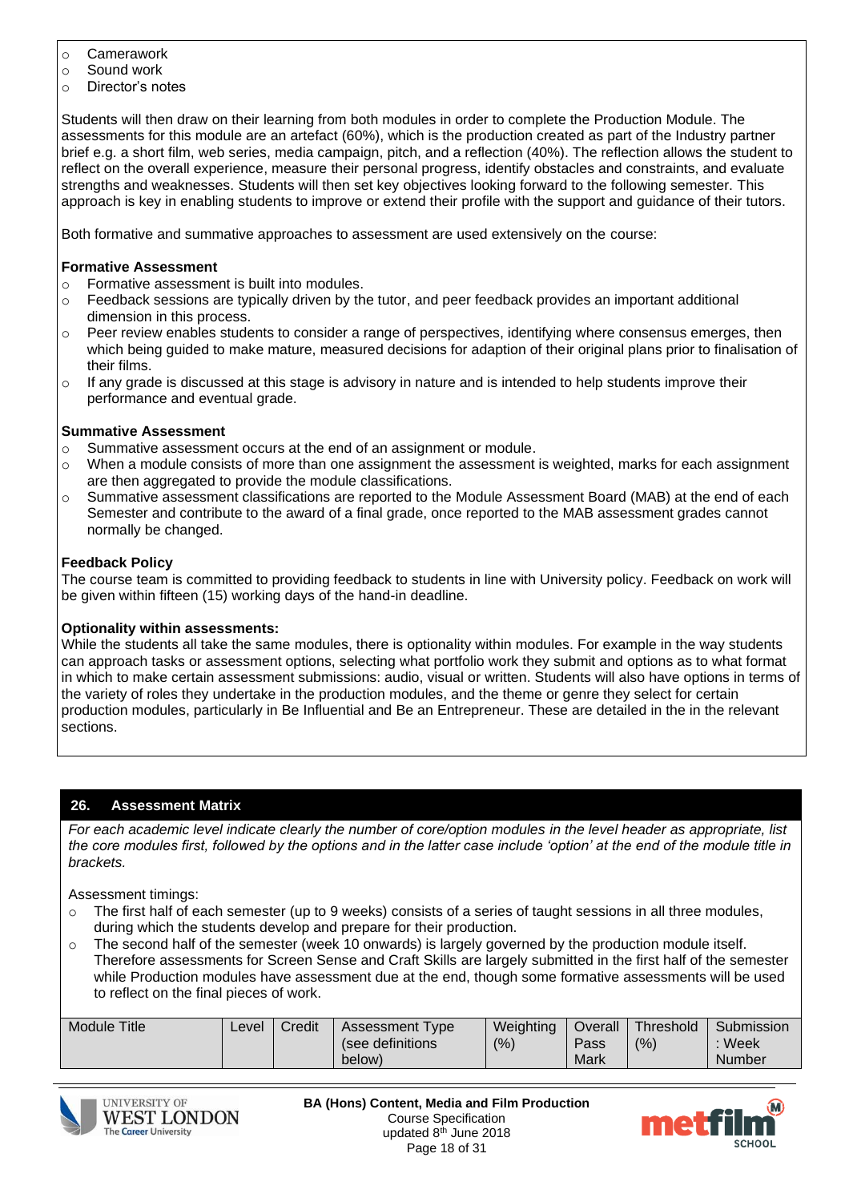- Camerawork
- Sound work
- Director's notes

Students will then draw on their learning from both modules in order to complete the Production Module. The assessments for this module are an artefact (60%), which is the production created as part of the Industry partner brief e.g. a short film, web series, media campaign, pitch, and a reflection (40%). The reflection allows the student to reflect on the overall experience, measure their personal progress, identify obstacles and constraints, and evaluate strengths and weaknesses. Students will then set key objectives looking forward to the following semester. This approach is key in enabling students to improve or extend their profile with the support and guidance of their tutors.

Both formative and summative approaches to assessment are used extensively on the course:

**Formative Assessment**
- Formative assessment is built into modules.
- Feedback sessions are typically driven by the tutor, and peer feedback provides an important additional dimension in this process.
- Peer review enables students to consider a range of perspectives, identifying where consensus emerges, then which being guided to make mature, measured decisions for adaption of their original plans prior to finalisation of their films.
- If any grade is discussed at this stage is advisory in nature and is intended to help students improve their performance and eventual grade.

**Summative Assessment**
- Summative assessment occurs at the end of an assignment or module.
- When a module consists of more than one assignment the assessment is weighted, marks for each assignment are then aggregated to provide the module classifications.
- Summative assessment classifications are reported to the Module Assessment Board (MAB) at the end of each Semester and contribute to the award of a final grade, once reported to the MAB assessment grades cannot normally be changed.

**Feedback Policy**
The course team is committed to providing feedback to students in line with University policy. Feedback on work will be given within fifteen (15) working days of the hand-in deadline.

**Optionality within assessments:**
While the students all take the same modules, there is optionality within modules. For example in the way students can approach tasks or assessment options, selecting what portfolio work they submit and options as to what format in which to make certain assessment submissions: audio, visual or written. Students will also have options in terms of the variety of roles they undertake in the production modules, and the theme or genre they select for certain production modules, particularly in Be Influential and Be an Entrepreneur. These are detailed in the in the relevant sections.

## 26. Assessment Matrix

*For each academic level indicate clearly the number of core/option modules in the level header as appropriate, list the core modules first, followed by the options and in the latter case include 'option' at the end of the module title in brackets.*

Assessment timings:
- The first half of each semester (up to 9 weeks) consists of a series of taught sessions in all three modules, during which the students develop and prepare for their production.
- The second half of the semester (week 10 onwards) is largely governed by the production module itself. Therefore assessments for Screen Sense and Craft Skills are largely submitted in the first half of the semester while Production modules have assessment due at the end, though some formative assessments will be used to reflect on the final pieces of work.

| Module Title | Level | Credit | Assessment Type (see definitions below) | Weighting (%) | Overall Pass Mark | Threshold (%) | Submission : Week Number |
|---|---|---|---|---|---|---|---|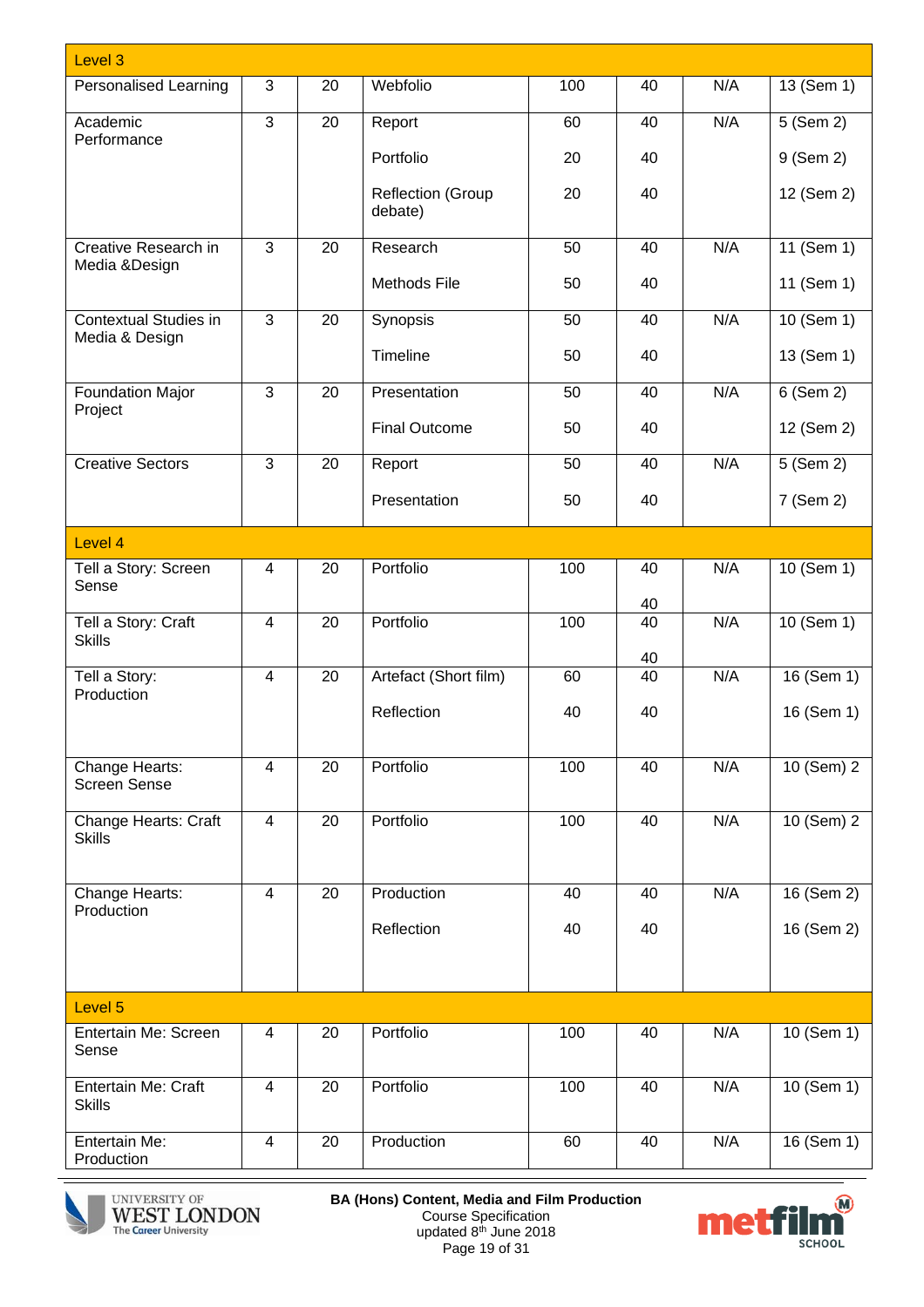| Level 3 | | | | | | | |
|---|---|---|---|---|---|---|---|
| Personalised Learning | 3 | 20 | Webfolio | 100 | 40 | N/A | 13 (Sem 1) |
| Academic Performance | 3 | 20 | Report | 60 | 40 | N/A | 5 (Sem 2) |
| | | | Portfolio | 20 | 40 | | 9 (Sem 2) |
| | | | Reflection (Group debate) | 20 | 40 | | 12 (Sem 2) |
| Creative Research in Media &Design | 3 | 20 | Research | 50 | 40 | N/A | 11 (Sem 1) |
| | | | Methods File | 50 | 40 | | 11 (Sem 1) |
| Contextual Studies in Media & Design | 3 | 20 | Synopsis | 50 | 40 | N/A | 10 (Sem 1) |
| | | | Timeline | 50 | 40 | | 13 (Sem 1) |
| Foundation Major Project | 3 | 20 | Presentation | 50 | 40 | N/A | 6 (Sem 2) |
| | | | Final Outcome | 50 | 40 | | 12 (Sem 2) |
| Creative Sectors | 3 | 20 | Report | 50 | 40 | N/A | 5 (Sem 2) |
| | | | Presentation | 50 | 40 | | 7 (Sem 2) |
| **Level 4** | | | | | | | |
| Tell a Story: Screen Sense | 4 | 20 | Portfolio | 100 | 40<br>40 | N/A | 10 (Sem 1) |
| Tell a Story: Craft Skills | 4 | 20 | Portfolio | 100 | 40<br>40 | N/A | 10 (Sem 1) |
| Tell a Story: Production | 4 | 20 | Artefact (Short film) | 60 | 40 | N/A | 16 (Sem 1) |
| | | | Reflection | 40 | 40 | | 16 (Sem 1) |
| Change Hearts: Screen Sense | 4 | 20 | Portfolio | 100 | 40 | N/A | 10 (Sem) 2 |
| Change Hearts: Craft Skills | 4 | 20 | Portfolio | 100 | 40 | N/A | 10 (Sem) 2 |
| Change Hearts: Production | 4 | 20 | Production | 40 | 40 | N/A | 16 (Sem 2) |
| | | | Reflection | 40 | 40 | | 16 (Sem 2) |
| **Level 5** | | | | | | | |
| Entertain Me: Screen Sense | 4 | 20 | Portfolio | 100 | 40 | N/A | 10 (Sem 1) |
| Entertain Me: Craft Skills | 4 | 20 | Portfolio | 100 | 40 | N/A | 10 (Sem 1) |
| Entertain Me: Production | 4 | 20 | Production | 60 | 40 | N/A | 16 (Sem 1) |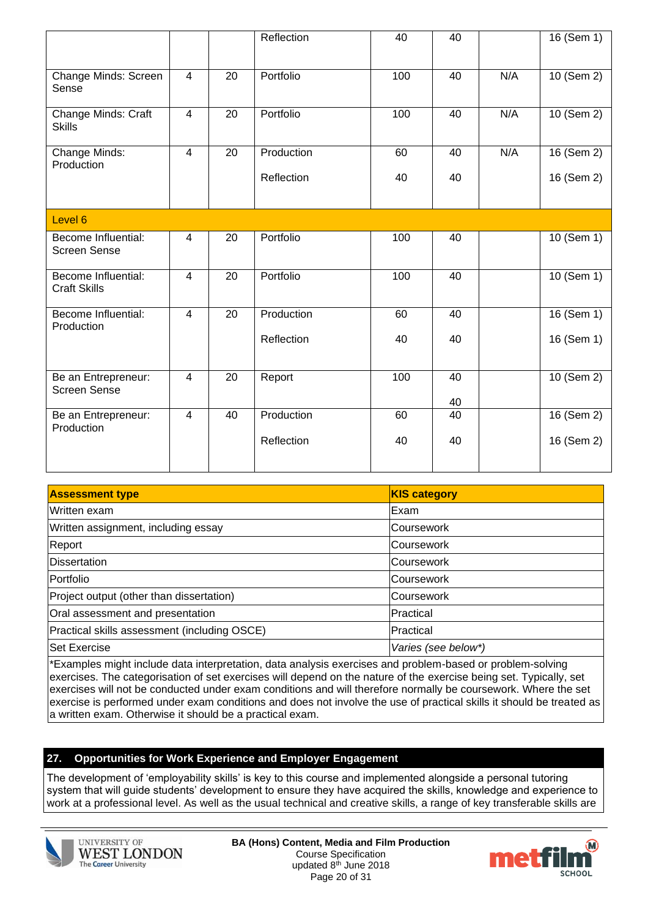| | | | | | | | |
|---|---|---|---|---|---|---|---|
| | | | Reflection | 40 | 40 | | 16 (Sem 1) |
| Change Minds: Screen Sense | 4 | 20 | Portfolio | 100 | 40 | N/A | 10 (Sem 2) |
| Change Minds: Craft Skills | 4 | 20 | Portfolio | 100 | 40 | N/A | 10 (Sem 2) |
| Change Minds: Production | 4 | 20 | Production<br><br>Reflection | 60<br><br>40 | 40<br><br>40 | N/A | 16 (Sem 2)<br><br>16 (Sem 2) |
| Level 6 | | | | | | | |
| Become Influential: Screen Sense | 4 | 20 | Portfolio | 100 | 40 | | 10 (Sem 1) |
| Become Influential: Craft Skills | 4 | 20 | Portfolio | 100 | 40 | | 10 (Sem 1) |
| Become Influential: Production | 4 | 20 | Production<br><br>Reflection | 60<br><br>40 | 40<br><br>40 | | 16 (Sem 1)<br><br>16 (Sem 1) |
| Be an Entrepreneur: Screen Sense | 4 | 20 | Report | 100 | 40<br><br>40 | | 10 (Sem 2) |
| Be an Entrepreneur: Production | 4 | 40 | Production<br><br>Reflection | 60<br><br>40 | 40<br><br>40 | | 16 (Sem 2)<br><br>16 (Sem 2) |

| Assessment type | KIS category |
|---|---|
| Written exam | Exam |
| Written assignment, including essay | Coursework |
| Report | Coursework |
| Dissertation | Coursework |
| Portfolio | Coursework |
| Project output (other than dissertation) | Coursework |
| Oral assessment and presentation | Practical |
| Practical skills assessment (including OSCE) | Practical |
| Set Exercise | *Varies (see below\*)* |

*Examples might include data interpretation, data analysis exercises and problem-based or problem-solving exercises. The categorisation of set exercises will depend on the nature of the exercise being set. Typically, set exercises will not be conducted under exam conditions and will therefore normally be coursework. Where the set exercise is performed under exam conditions and does not involve the use of practical skills it should be treated as a written exam. Otherwise it should be a practical exam.

## 27. Opportunities for Work Experience and Employer Engagement

The development of 'employability skills' is key to this course and implemented alongside a personal tutoring system that will guide students' development to ensure they have acquired the skills, knowledge and experience to work at a professional level. As well as the usual technical and creative skills, a range of key transferable skills are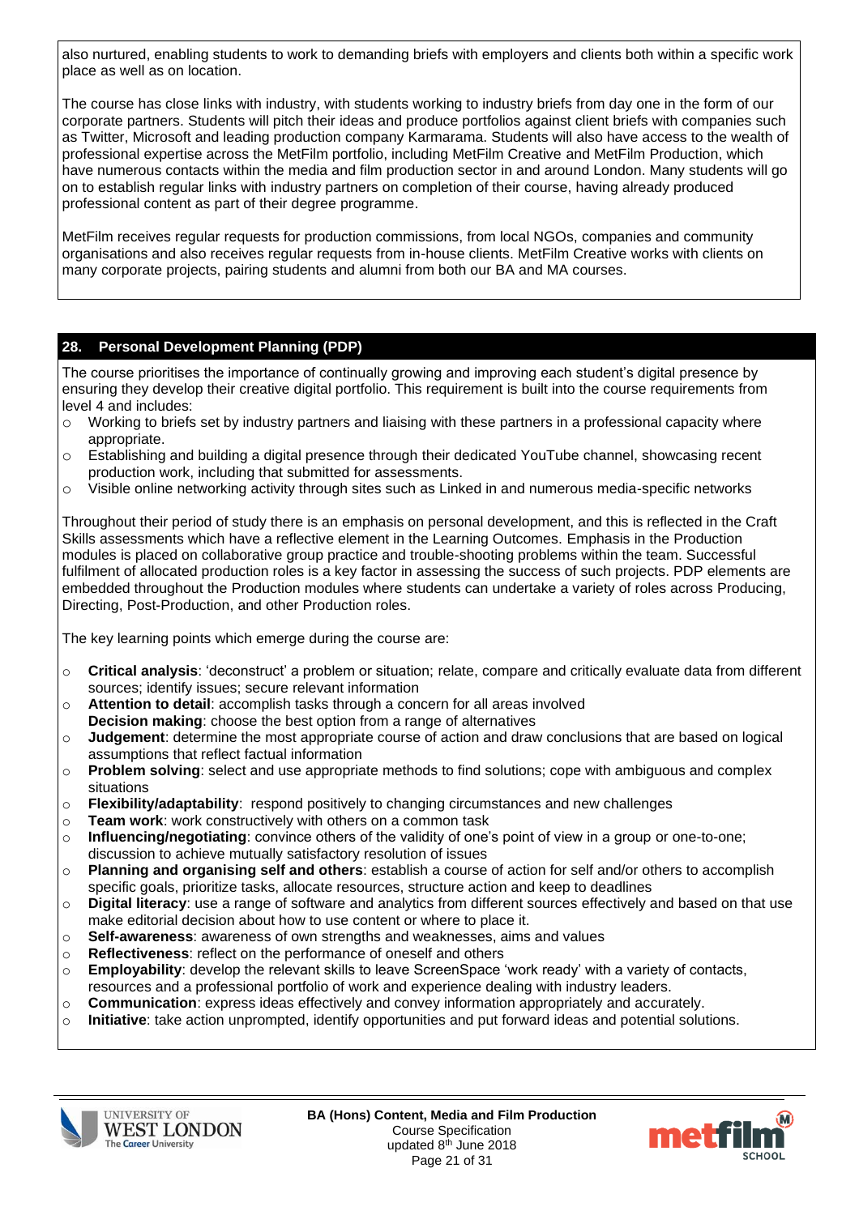also nurtured, enabling students to work to demanding briefs with employers and clients both within a specific work place as well as on location.

The course has close links with industry, with students working to industry briefs from day one in the form of our corporate partners. Students will pitch their ideas and produce portfolios against client briefs with companies such as Twitter, Microsoft and leading production company Karmarama. Students will also have access to the wealth of professional expertise across the MetFilm portfolio, including MetFilm Creative and MetFilm Production, which have numerous contacts within the media and film production sector in and around London. Many students will go on to establish regular links with industry partners on completion of their course, having already produced professional content as part of their degree programme.

MetFilm receives regular requests for production commissions, from local NGOs, companies and community organisations and also receives regular requests from in-house clients. MetFilm Creative works with clients on many corporate projects, pairing students and alumni from both our BA and MA courses.

## 28. Personal Development Planning (PDP)

The course prioritises the importance of continually growing and improving each student's digital presence by ensuring they develop their creative digital portfolio. This requirement is built into the course requirements from level 4 and includes:

- Working to briefs set by industry partners and liaising with these partners in a professional capacity where appropriate.
- Establishing and building a digital presence through their dedicated YouTube channel, showcasing recent production work, including that submitted for assessments.
- Visible online networking activity through sites such as Linked in and numerous media-specific networks

Throughout their period of study there is an emphasis on personal development, and this is reflected in the Craft Skills assessments which have a reflective element in the Learning Outcomes. Emphasis in the Production modules is placed on collaborative group practice and trouble-shooting problems within the team. Successful fulfilment of allocated production roles is a key factor in assessing the success of such projects. PDP elements are embedded throughout the Production modules where students can undertake a variety of roles across Producing, Directing, Post-Production, and other Production roles.

The key learning points which emerge during the course are:

- **Critical analysis**: 'deconstruct' a problem or situation; relate, compare and critically evaluate data from different sources; identify issues; secure relevant information
- **Attention to detail**: accomplish tasks through a concern for all areas involved
  **Decision making**: choose the best option from a range of alternatives
- **Judgement**: determine the most appropriate course of action and draw conclusions that are based on logical assumptions that reflect factual information
- **Problem solving**: select and use appropriate methods to find solutions; cope with ambiguous and complex situations
- **Flexibility/adaptability**: respond positively to changing circumstances and new challenges
- **Team work**: work constructively with others on a common task
- **Influencing/negotiating**: convince others of the validity of one's point of view in a group or one-to-one; discussion to achieve mutually satisfactory resolution of issues
- **Planning and organising self and others**: establish a course of action for self and/or others to accomplish specific goals, prioritize tasks, allocate resources, structure action and keep to deadlines
- **Digital literacy**: use a range of software and analytics from different sources effectively and based on that use make editorial decision about how to use content or where to place it.
- **Self-awareness**: awareness of own strengths and weaknesses, aims and values
- **Reflectiveness**: reflect on the performance of oneself and others
- **Employability**: develop the relevant skills to leave ScreenSpace 'work ready' with a variety of contacts, resources and a professional portfolio of work and experience dealing with industry leaders.
- **Communication**: express ideas effectively and convey information appropriately and accurately.
- **Initiative**: take action unprompted, identify opportunities and put forward ideas and potential solutions.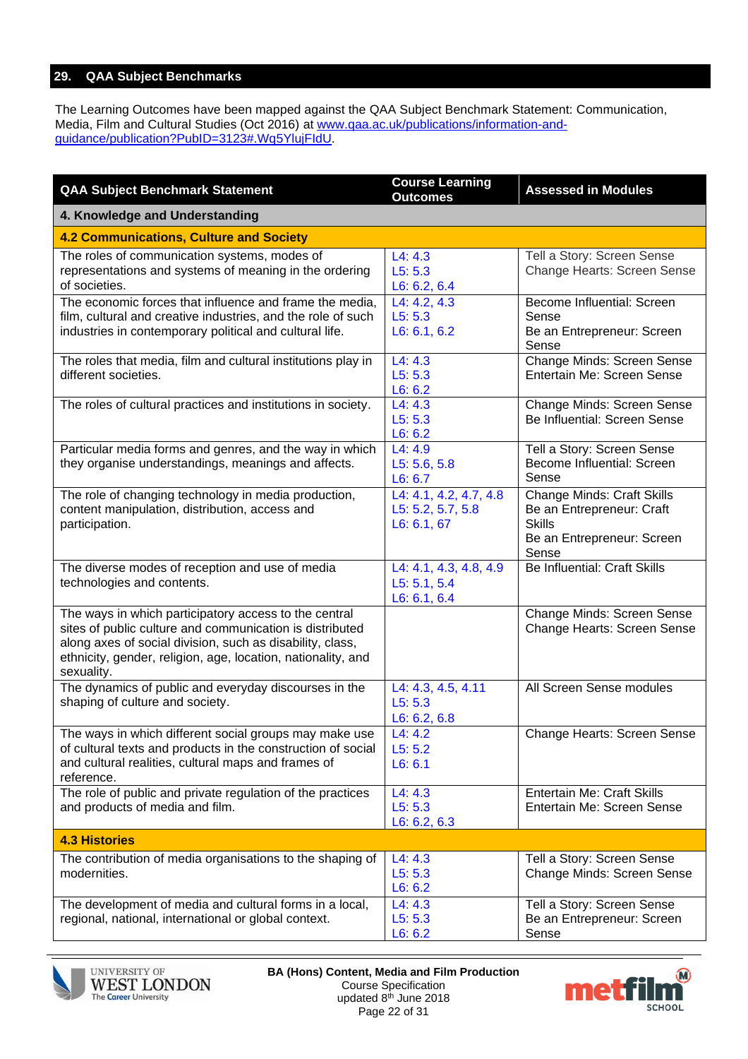## 29. QAA Subject Benchmarks

The Learning Outcomes have been mapped against the QAA Subject Benchmark Statement: Communication, Media, Film and Cultural Studies (Oct 2016) at [www.qaa.ac.uk/publications/information-and-guidance/publication?PubID=3123#.Wq5YlujFIdU](www.qaa.ac.uk/publications/information-and-guidance/publication?PubID=3123#.Wq5YlujFIdU).

| QAA Subject Benchmark Statement | Course Learning Outcomes | Assessed in Modules |
|---|---|---|
| **4. Knowledge and Understanding** | | |
| **4.2 Communications, Culture and Society** | | |
| The roles of communication systems, modes of representations and systems of meaning in the ordering of societies. | L4: 4.3<br>L5: 5.3<br>L6: 6.2, 6.4 | Tell a Story: Screen Sense<br>Change Hearts: Screen Sense |
| The economic forces that influence and frame the media, film, cultural and creative industries, and the role of such industries in contemporary political and cultural life. | L4: 4.2, 4.3<br>L5: 5.3<br>L6: 6.1, 6.2 | Become Influential: Screen Sense<br>Be an Entrepreneur: Screen Sense |
| The roles that media, film and cultural institutions play in different societies. | L4: 4.3<br>L5: 5.3<br>L6: 6.2 | Change Minds: Screen Sense<br>Entertain Me: Screen Sense |
| The roles of cultural practices and institutions in society. | L4: 4.3<br>L5: 5.3<br>L6: 6.2 | Change Minds: Screen Sense<br>Be Influential: Screen Sense |
| Particular media forms and genres, and the way in which they organise understandings, meanings and affects. | L4: 4.9<br>L5: 5.6, 5.8<br>L6: 6.7 | Tell a Story: Screen Sense<br>Become Influential: Screen Sense |
| The role of changing technology in media production, content manipulation, distribution, access and participation. | L4: 4.1, 4.2, 4.7, 4.8<br>L5: 5.2, 5.7, 5.8<br>L6: 6.1, 67 | Change Minds: Craft Skills<br>Be an Entrepreneur: Craft Skills<br>Be an Entrepreneur: Screen Sense |
| The diverse modes of reception and use of media technologies and contents. | L4: 4.1, 4.3, 4.8, 4.9<br>L5: 5.1, 5.4<br>L6: 6.1, 6.4 | Be Influential: Craft Skills |
| The ways in which participatory access to the central sites of public culture and communication is distributed along axes of social division, such as disability, class, ethnicity, gender, religion, age, location, nationality, and sexuality. | | Change Minds: Screen Sense<br>Change Hearts: Screen Sense |
| The dynamics of public and everyday discourses in the shaping of culture and society. | L4: 4.3, 4.5, 4.11<br>L5: 5.3<br>L6: 6.2, 6.8 | All Screen Sense modules |
| The ways in which different social groups may make use of cultural texts and products in the construction of social and cultural realities, cultural maps and frames of reference. | L4: 4.2<br>L5: 5.2<br>L6: 6.1 | Change Hearts: Screen Sense |
| The role of public and private regulation of the practices and products of media and film. | L4: 4.3<br>L5: 5.3<br>L6: 6.2, 6.3 | Entertain Me: Craft Skills<br>Entertain Me: Screen Sense |
| **4.3 Histories** | | |
| The contribution of media organisations to the shaping of modernities. | L4: 4.3<br>L5: 5.3<br>L6: 6.2 | Tell a Story: Screen Sense<br>Change Minds: Screen Sense |
| The development of media and cultural forms in a local, regional, national, international or global context. | L4: 4.3<br>L5: 5.3<br>L6: 6.2 | Tell a Story: Screen Sense<br>Be an Entrepreneur: Screen Sense |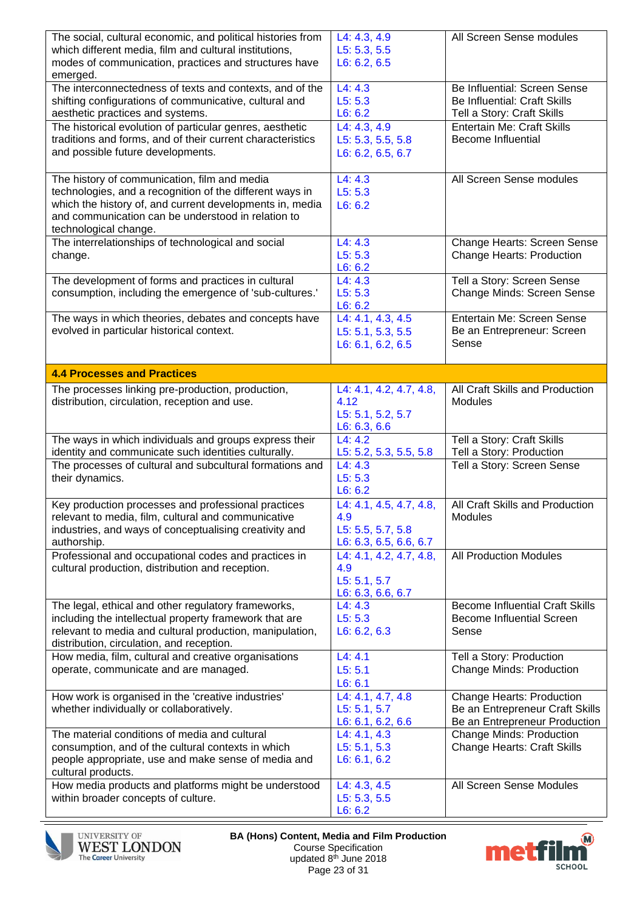| | | |
|---|---|---|
| The social, cultural economic, and political histories from which different media, film and cultural institutions, modes of communication, practices and structures have emerged. | L4: 4.3, 4.9<br>L5: 5.3, 5.5<br>L6: 6.2, 6.5 | All Screen Sense modules |
| The interconnectedness of texts and contexts, and of the shifting configurations of communicative, cultural and aesthetic practices and systems. | L4: 4.3<br>L5: 5.3<br>L6: 6.2 | Be Influential: Screen Sense<br>Be Influential: Craft Skills<br>Tell a Story: Craft Skills |
| The historical evolution of particular genres, aesthetic traditions and forms, and of their current characteristics and possible future developments. | L4: 4.3, 4.9<br>L5: 5.3, 5.5, 5.8<br>L6: 6.2, 6.5, 6.7 | Entertain Me: Craft Skills<br>Become Influential |
| The history of communication, film and media technologies, and a recognition of the different ways in which the history of, and current developments in, media and communication can be understood in relation to technological change. | L4: 4.3<br>L5: 5.3<br>L6: 6.2 | All Screen Sense modules |
| The interrelationships of technological and social change. | L4: 4.3<br>L5: 5.3<br>L6: 6.2 | Change Hearts: Screen Sense<br>Change Hearts: Production |
| The development of forms and practices in cultural consumption, including the emergence of 'sub-cultures.' | L4: 4.3<br>L5: 5.3<br>L6: 6.2 | Tell a Story: Screen Sense<br>Change Minds: Screen Sense |
| The ways in which theories, debates and concepts have evolved in particular historical context. | L4: 4.1, 4.3, 4.5<br>L5: 5.1, 5.3, 5.5<br>L6: 6.1, 6.2, 6.5 | Entertain Me: Screen Sense<br>Be an Entrepreneur: Screen Sense |
| **4.4 Processes and Practices** | | |
| The processes linking pre-production, production, distribution, circulation, reception and use. | L4: 4.1, 4.2, 4.7, 4.8, 4.12<br>L5: 5.1, 5.2, 5.7<br>L6: 6.3, 6.6 | All Craft Skills and Production Modules |
| The ways in which individuals and groups express their identity and communicate such identities culturally. | L4: 4.2<br>L5: 5.2, 5.3, 5.5, 5.8 | Tell a Story: Craft Skills<br>Tell a Story: Production |
| The processes of cultural and subcultural formations and their dynamics. | L4: 4.3<br>L5: 5.3<br>L6: 6.2 | Tell a Story: Screen Sense |
| Key production processes and professional practices relevant to media, film, cultural and communicative industries, and ways of conceptualising creativity and authorship. | L4: 4.1, 4.5, 4.7, 4.8, 4.9<br>L5: 5.5, 5.7, 5.8<br>L6: 6.3, 6.5, 6.6, 6.7 | All Craft Skills and Production Modules |
| Professional and occupational codes and practices in cultural production, distribution and reception. | L4: 4.1, 4.2, 4.7, 4.8, 4.9<br>L5: 5.1, 5.7<br>L6: 6.3, 6.6, 6.7 | All Production Modules |
| The legal, ethical and other regulatory frameworks, including the intellectual property framework that are relevant to media and cultural production, manipulation, distribution, circulation, and reception. | L4: 4.3<br>L5: 5.3<br>L6: 6.2, 6.3 | Become Influential Craft Skills<br>Become Influential Screen Sense |
| How media, film, cultural and creative organisations operate, communicate and are managed. | L4: 4.1<br>L5: 5.1<br>L6: 6.1 | Tell a Story: Production<br>Change Minds: Production |
| How work is organised in the 'creative industries' whether individually or collaboratively. | L4: 4.1, 4.7, 4.8<br>L5: 5.1, 5.7<br>L6: 6.1, 6.2, 6.6 | Change Hearts: Production<br>Be an Entrepreneur Craft Skills<br>Be an Entrepreneur Production |
| The material conditions of media and cultural consumption, and of the cultural contexts in which people appropriate, use and make sense of media and cultural products. | L4: 4.1, 4.3<br>L5: 5.1, 5.3<br>L6: 6.1, 6.2 | Change Minds: Production<br>Change Hearts: Craft Skills |
| How media products and platforms might be understood within broader concepts of culture. | L4: 4.3, 4.5<br>L5: 5.3, 5.5<br>L6: 6.2 | All Screen Sense Modules |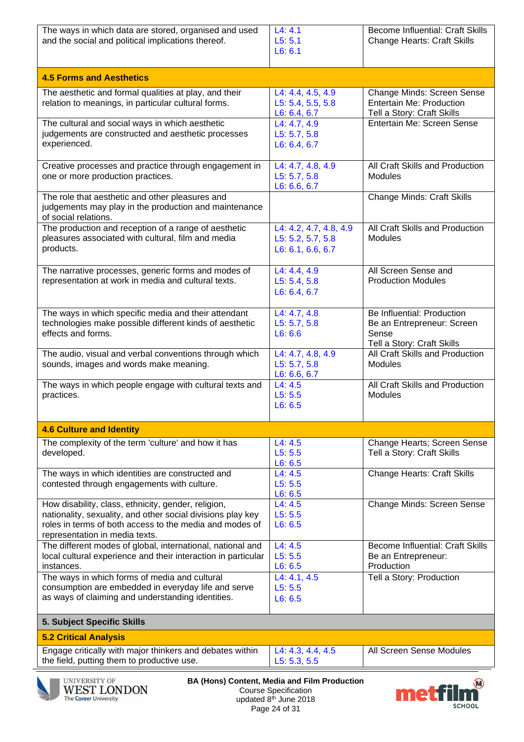| | | |
|---|---|---|
| The ways in which data are stored, organised and used and the social and political implications thereof. | L4: 4.1<br>L5: 5.1<br>L6: 6.1 | Become Influential: Craft Skills<br>Change Hearts: Craft Skills |
| **4.5 Forms and Aesthetics** | | |
| The aesthetic and formal qualities at play, and their relation to meanings, in particular cultural forms. | L4: 4.4, 4.5, 4.9<br>L5: 5.4, 5.5, 5.8<br>L6: 6.4, 6.7 | Change Minds: Screen Sense<br>Entertain Me: Production<br>Tell a Story: Craft Skills |
| The cultural and social ways in which aesthetic judgements are constructed and aesthetic processes experienced. | L4: 4.7, 4.9<br>L5: 5.7, 5.8<br>L6: 6.4, 6.7 | Entertain Me: Screen Sense |
| Creative processes and practice through engagement in one or more production practices. | L4: 4.7, 4.8, 4.9<br>L5: 5.7, 5.8<br>L6: 6.6, 6.7 | All Craft Skills and Production Modules |
| The role that aesthetic and other pleasures and judgements may play in the production and maintenance of social relations. | | Change Minds: Craft Skills |
| The production and reception of a range of aesthetic pleasures associated with cultural, film and media products. | L4: 4.2, 4.7, 4.8, 4.9<br>L5: 5.2, 5.7, 5.8<br>L6: 6.1, 6.6, 6.7 | All Craft Skills and Production Modules |
| The narrative processes, generic forms and modes of representation at work in media and cultural texts. | L4: 4.4, 4.9<br>L5: 5.4, 5.8<br>L6: 6.4, 6.7 | All Screen Sense and Production Modules |
| The ways in which specific media and their attendant technologies make possible different kinds of aesthetic effects and forms. | L4: 4.7, 4.8<br>L5: 5.7, 5.8<br>L6: 6.6 | Be Influential: Production<br>Be an Entrepreneur: Screen Sense<br>Tell a Story: Craft Skills |
| The audio, visual and verbal conventions through which sounds, images and words make meaning. | L4: 4.7, 4.8, 4.9<br>L5: 5.7, 5.8<br>L6: 6.6, 6.7 | All Craft Skills and Production Modules |
| The ways in which people engage with cultural texts and practices. | L4: 4.5<br>L5: 5.5<br>L6: 6.5 | All Craft Skills and Production Modules |
| **4.6 Culture and Identity** | | |
| The complexity of the term 'culture' and how it has developed. | L4: 4.5<br>L5: 5.5<br>L6: 6.5 | Change Hearts; Screen Sense<br>Tell a Story: Craft Skills |
| The ways in which identities are constructed and contested through engagements with culture. | L4: 4.5<br>L5: 5.5<br>L6: 6.5 | Change Hearts: Craft Skills |
| How disability, class, ethnicity, gender, religion, nationality, sexuality, and other social divisions play key roles in terms of both access to the media and modes of representation in media texts. | L4: 4.5<br>L5: 5.5<br>L6: 6.5 | Change Minds: Screen Sense |
| The different modes of global, international, national and local cultural experience and their interaction in particular instances. | L4: 4.5<br>L5: 5.5<br>L6: 6.5 | Become Influential: Craft Skills<br>Be an Entrepreneur: Production |
| The ways in which forms of media and cultural consumption are embedded in everyday life and serve as ways of claiming and understanding identities. | L4: 4.1, 4.5<br>L5: 5.5<br>L6: 6.5 | Tell a Story: Production |
| **5. Subject Specific Skills** | | |
| **5.2 Critical Analysis** | | |
| Engage critically with major thinkers and debates within the field, putting them to productive use. | L4: 4.3, 4.4, 4.5<br>L5: 5.3, 5.5 | All Screen Sense Modules |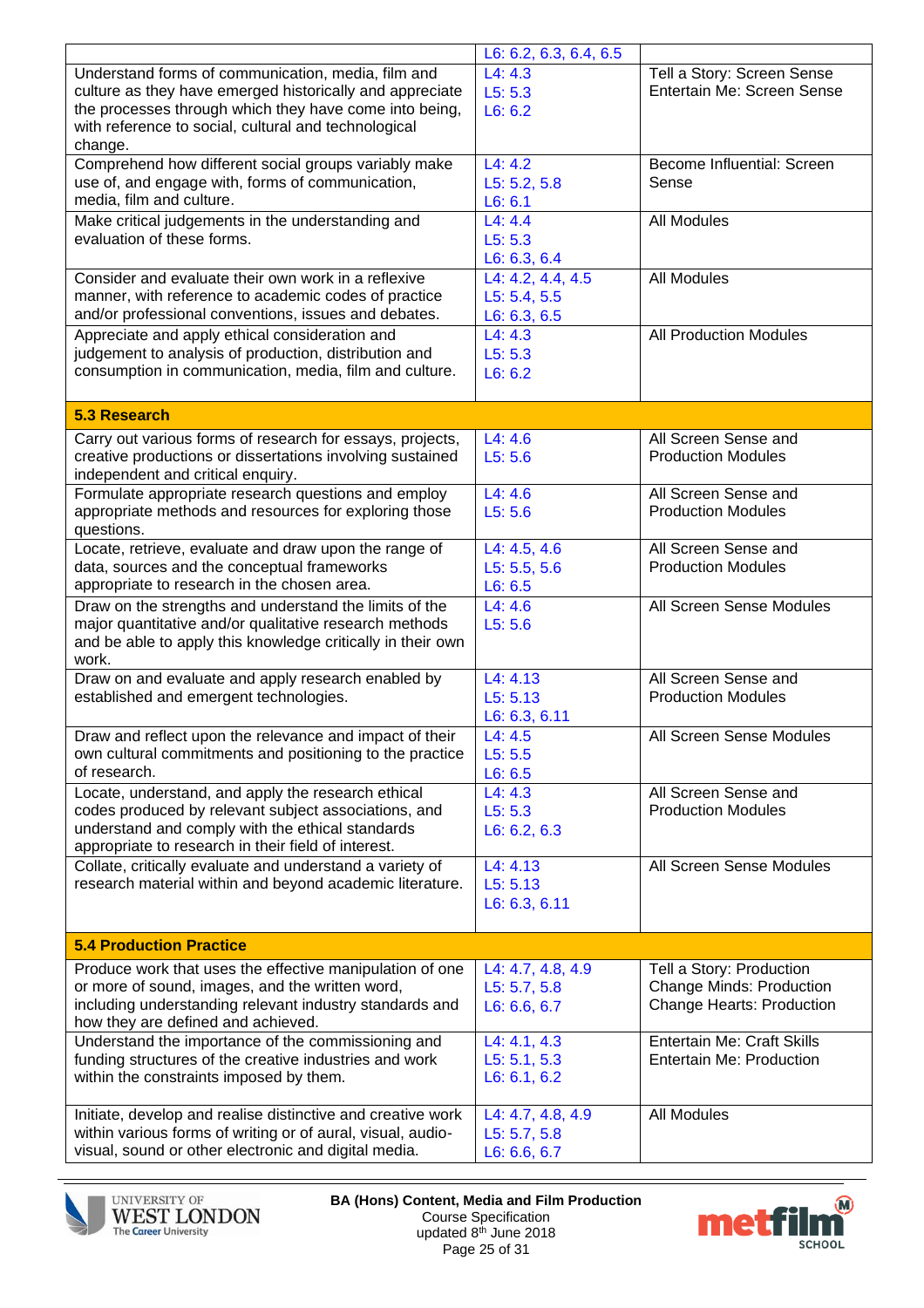| | | |
|---|---|---|
| | L6: 6.2, 6.3, 6.4, 6.5 | |
| Understand forms of communication, media, film and culture as they have emerged historically and appreciate the processes through which they have come into being, with reference to social, cultural and technological change. | L4: 4.3<br>L5: 5.3<br>L6: 6.2 | Tell a Story: Screen Sense<br>Entertain Me: Screen Sense |
| Comprehend how different social groups variably make use of, and engage with, forms of communication, media, film and culture. | L4: 4.2<br>L5: 5.2, 5.8<br>L6: 6.1 | Become Influential: Screen Sense |
| Make critical judgements in the understanding and evaluation of these forms. | L4: 4.4<br>L5: 5.3<br>L6: 6.3, 6.4 | All Modules |
| Consider and evaluate their own work in a reflexive manner, with reference to academic codes of practice and/or professional conventions, issues and debates. | L4: 4.2, 4.4, 4.5<br>L5: 5.4, 5.5<br>L6: 6.3, 6.5 | All Modules |
| Appreciate and apply ethical consideration and judgement to analysis of production, distribution and consumption in communication, media, film and culture. | L4: 4.3<br>L5: 5.3<br>L6: 6.2 | All Production Modules |
| **5.3 Research** | | |
| Carry out various forms of research for essays, projects, creative productions or dissertations involving sustained independent and critical enquiry. | L4: 4.6<br>L5: 5.6 | All Screen Sense and Production Modules |
| Formulate appropriate research questions and employ appropriate methods and resources for exploring those questions. | L4: 4.6<br>L5: 5.6 | All Screen Sense and Production Modules |
| Locate, retrieve, evaluate and draw upon the range of data, sources and the conceptual frameworks appropriate to research in the chosen area. | L4: 4.5, 4.6<br>L5: 5.5, 5.6<br>L6: 6.5 | All Screen Sense and Production Modules |
| Draw on the strengths and understand the limits of the major quantitative and/or qualitative research methods and be able to apply this knowledge critically in their own work. | L4: 4.6<br>L5: 5.6 | All Screen Sense Modules |
| Draw on and evaluate and apply research enabled by established and emergent technologies. | L4: 4.13<br>L5: 5.13<br>L6: 6.3, 6.11 | All Screen Sense and Production Modules |
| Draw and reflect upon the relevance and impact of their own cultural commitments and positioning to the practice of research. | L4: 4.5<br>L5: 5.5<br>L6: 6.5 | All Screen Sense Modules |
| Locate, understand, and apply the research ethical codes produced by relevant subject associations, and understand and comply with the ethical standards appropriate to research in their field of interest. | L4: 4.3<br>L5: 5.3<br>L6: 6.2, 6.3 | All Screen Sense and Production Modules |
| Collate, critically evaluate and understand a variety of research material within and beyond academic literature. | L4: 4.13<br>L5: 5.13<br>L6: 6.3, 6.11 | All Screen Sense Modules |
| **5.4 Production Practice** | | |
| Produce work that uses the effective manipulation of one or more of sound, images, and the written word, including understanding relevant industry standards and how they are defined and achieved. | L4: 4.7, 4.8, 4.9<br>L5: 5.7, 5.8<br>L6: 6.6, 6.7 | Tell a Story: Production<br>Change Minds: Production<br>Change Hearts: Production |
| Understand the importance of the commissioning and funding structures of the creative industries and work within the constraints imposed by them. | L4: 4.1, 4.3<br>L5: 5.1, 5.3<br>L6: 6.1, 6.2 | Entertain Me: Craft Skills<br>Entertain Me: Production |
| Initiate, develop and realise distinctive and creative work within various forms of writing or of aural, visual, audio-visual, sound or other electronic and digital media. | L4: 4.7, 4.8, 4.9<br>L5: 5.7, 5.8<br>L6: 6.6, 6.7 | All Modules |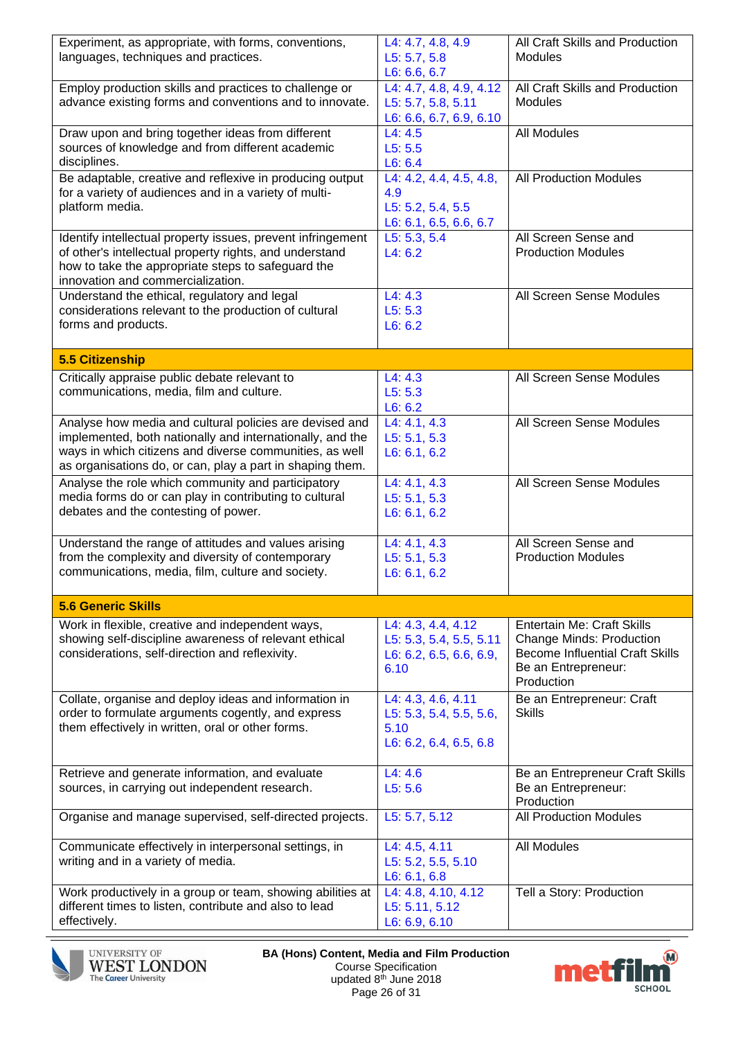| | | |
|---|---|---|
| Experiment, as appropriate, with forms, conventions, languages, techniques and practices. | L4: 4.7, 4.8, 4.9<br>L5: 5.7, 5.8<br>L6: 6.6, 6.7 | All Craft Skills and Production Modules |
| Employ production skills and practices to challenge or advance existing forms and conventions and to innovate. | L4: 4.7, 4.8, 4.9, 4.12<br>L5: 5.7, 5.8, 5.11<br>L6: 6.6, 6.7, 6.9, 6.10 | All Craft Skills and Production Modules |
| Draw upon and bring together ideas from different sources of knowledge and from different academic disciplines. | L4: 4.5<br>L5: 5.5<br>L6: 6.4 | All Modules |
| Be adaptable, creative and reflexive in producing output for a variety of audiences and in a variety of multi-platform media. | L4: 4.2, 4.4, 4.5, 4.8, 4.9<br>L5: 5.2, 5.4, 5.5<br>L6: 6.1, 6.5, 6.6, 6.7 | All Production Modules |
| Identify intellectual property issues, prevent infringement of other's intellectual property rights, and understand how to take the appropriate steps to safeguard the innovation and commercialization. | L5: 5.3, 5.4<br>L4: 6.2 | All Screen Sense and Production Modules |
| Understand the ethical, regulatory and legal considerations relevant to the production of cultural forms and products. | L4: 4.3<br>L5: 5.3<br>L6: 6.2 | All Screen Sense Modules |
| **5.5 Citizenship** | | |
| Critically appraise public debate relevant to communications, media, film and culture. | L4: 4.3<br>L5: 5.3<br>L6: 6.2 | All Screen Sense Modules |
| Analyse how media and cultural policies are devised and implemented, both nationally and internationally, and the ways in which citizens and diverse communities, as well as organisations do, or can, play a part in shaping them. | L4: 4.1, 4.3<br>L5: 5.1, 5.3<br>L6: 6.1, 6.2 | All Screen Sense Modules |
| Analyse the role which community and participatory media forms do or can play in contributing to cultural debates and the contesting of power. | L4: 4.1, 4.3<br>L5: 5.1, 5.3<br>L6: 6.1, 6.2 | All Screen Sense Modules |
| Understand the range of attitudes and values arising from the complexity and diversity of contemporary communications, media, film, culture and society. | L4: 4.1, 4.3<br>L5: 5.1, 5.3<br>L6: 6.1, 6.2 | All Screen Sense and Production Modules |
| **5.6 Generic Skills** | | |
| Work in flexible, creative and independent ways, showing self-discipline awareness of relevant ethical considerations, self-direction and reflexivity. | L4: 4.3, 4.4, 4.12<br>L5: 5.3, 5.4, 5.5, 5.11<br>L6: 6.2, 6.5, 6.6, 6.9, 6.10 | Entertain Me: Craft Skills<br>Change Minds: Production<br>Become Influential Craft Skills<br>Be an Entrepreneur: Production |
| Collate, organise and deploy ideas and information in order to formulate arguments cogently, and express them effectively in written, oral or other forms. | L4: 4.3, 4.6, 4.11<br>L5: 5.3, 5.4, 5.5, 5.6, 5.10<br>L6: 6.2, 6.4, 6.5, 6.8 | Be an Entrepreneur: Craft Skills |
| Retrieve and generate information, and evaluate sources, in carrying out independent research. | L4: 4.6<br>L5: 5.6 | Be an Entrepreneur Craft Skills<br>Be an Entrepreneur: Production |
| Organise and manage supervised, self-directed projects. | L5: 5.7, 5.12 | All Production Modules |
| Communicate effectively in interpersonal settings, in writing and in a variety of media. | L4: 4.5, 4.11<br>L5: 5.2, 5.5, 5.10<br>L6: 6.1, 6.8 | All Modules |
| Work productively in a group or team, showing abilities at different times to listen, contribute and also to lead effectively. | L4: 4.8, 4.10, 4.12<br>L5: 5.11, 5.12<br>L6: 6.9, 6.10 | Tell a Story: Production |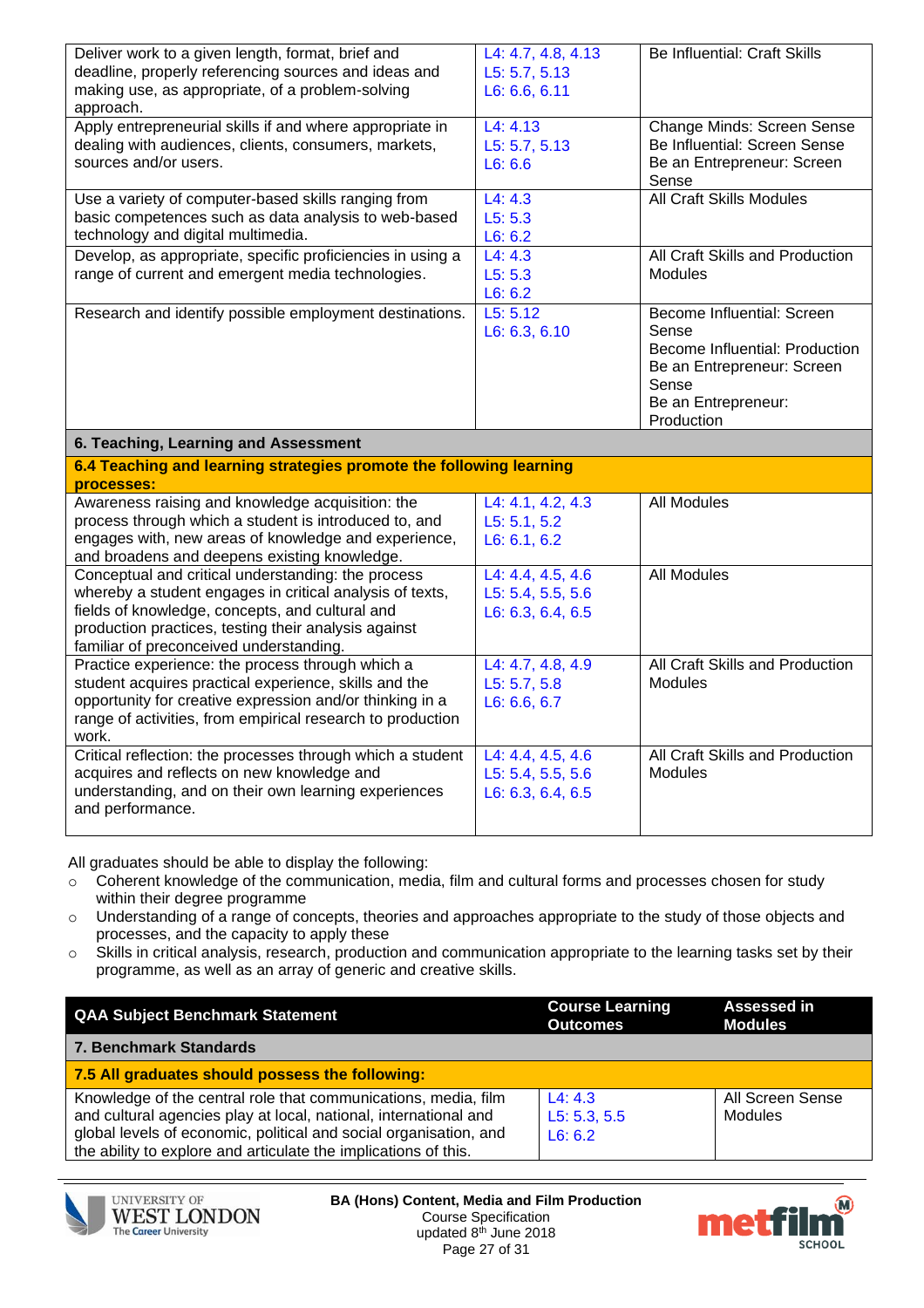| | | |
|---|---|---|
| Deliver work to a given length, format, brief and deadline, properly referencing sources and ideas and making use, as appropriate, of a problem-solving approach. | L4: 4.7, 4.8, 4.13<br>L5: 5.7, 5.13<br>L6: 6.6, 6.11 | Be Influential: Craft Skills |
| Apply entrepreneurial skills if and where appropriate in dealing with audiences, clients, consumers, markets, sources and/or users. | L4: 4.13<br>L5: 5.7, 5.13<br>L6: 6.6 | Change Minds: Screen Sense<br>Be Influential: Screen Sense<br>Be an Entrepreneur: Screen Sense |
| Use a variety of computer-based skills ranging from basic competences such as data analysis to web-based technology and digital multimedia. | L4: 4.3<br>L5: 5.3<br>L6: 6.2 | All Craft Skills Modules |
| Develop, as appropriate, specific proficiencies in using a range of current and emergent media technologies. | L4: 4.3<br>L5: 5.3<br>L6: 6.2 | All Craft Skills and Production Modules |
| Research and identify possible employment destinations. | L5: 5.12<br>L6: 6.3, 6.10 | Become Influential: Screen Sense<br>Become Influential: Production<br>Be an Entrepreneur: Screen Sense<br>Be an Entrepreneur: Production |
| **6. Teaching, Learning and Assessment** | | |
| **6.4 Teaching and learning strategies promote the following learning processes:** | | |
| Awareness raising and knowledge acquisition: the process through which a student is introduced to, and engages with, new areas of knowledge and experience, and broadens and deepens existing knowledge. | L4: 4.1, 4.2, 4.3<br>L5: 5.1, 5.2<br>L6: 6.1, 6.2 | All Modules |
| Conceptual and critical understanding: the process whereby a student engages in critical analysis of texts, fields of knowledge, concepts, and cultural and production practices, testing their analysis against familiar of preconceived understanding. | L4: 4.4, 4.5, 4.6<br>L5: 5.4, 5.5, 5.6<br>L6: 6.3, 6.4, 6.5 | All Modules |
| Practice experience: the process through which a student acquires practical experience, skills and the opportunity for creative expression and/or thinking in a range of activities, from empirical research to production work. | L4: 4.7, 4.8, 4.9<br>L5: 5.7, 5.8<br>L6: 6.6, 6.7 | All Craft Skills and Production Modules |
| Critical reflection: the processes through which a student acquires and reflects on new knowledge and understanding, and on their own learning experiences and performance. | L4: 4.4, 4.5, 4.6<br>L5: 5.4, 5.5, 5.6<br>L6: 6.3, 6.4, 6.5 | All Craft Skills and Production Modules |

All graduates should be able to display the following:

- Coherent knowledge of the communication, media, film and cultural forms and processes chosen for study within their degree programme
- Understanding of a range of concepts, theories and approaches appropriate to the study of those objects and processes, and the capacity to apply these
- Skills in critical analysis, research, production and communication appropriate to the learning tasks set by their programme, as well as an array of generic and creative skills.

| QAA Subject Benchmark Statement | Course Learning Outcomes | Assessed in Modules |
|---|---|---|
| **7. Benchmark Standards** | | |
| **7.5 All graduates should possess the following:** | | |
| Knowledge of the central role that communications, media, film and cultural agencies play at local, national, international and global levels of economic, political and social organisation, and the ability to explore and articulate the implications of this. | L4: 4.3<br>L5: 5.3, 5.5<br>L6: 6.2 | All Screen Sense Modules |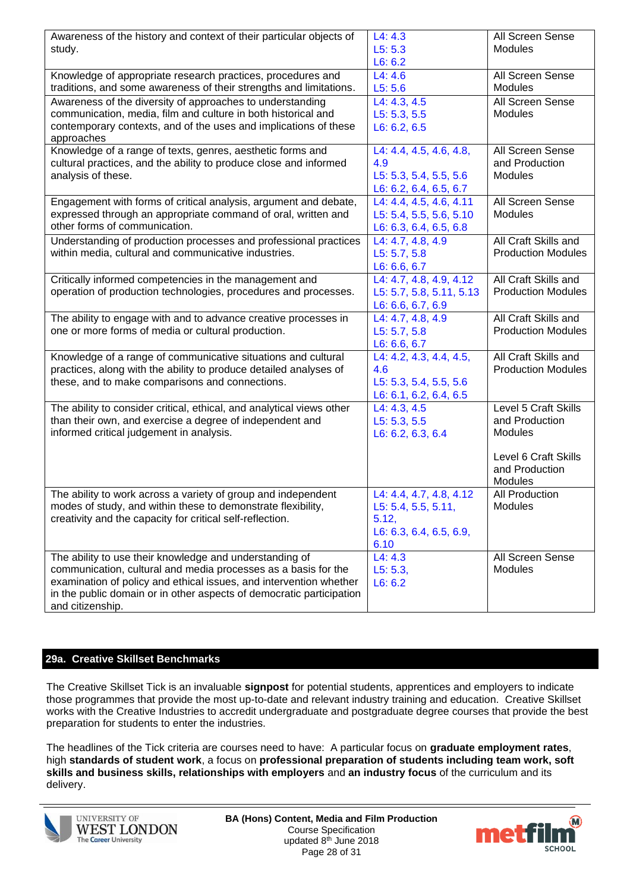| | | |
|---|---|---|
| Awareness of the history and context of their particular objects of study. | L4: 4.3<br>L5: 5.3<br>L6: 6.2 | All Screen Sense Modules |
| Knowledge of appropriate research practices, procedures and traditions, and some awareness of their strengths and limitations. | L4: 4.6<br>L5: 5.6 | All Screen Sense Modules |
| Awareness of the diversity of approaches to understanding communication, media, film and culture in both historical and contemporary contexts, and of the uses and implications of these approaches | L4: 4.3, 4.5<br>L5: 5.3, 5.5<br>L6: 6.2, 6.5 | All Screen Sense Modules |
| Knowledge of a range of texts, genres, aesthetic forms and cultural practices, and the ability to produce close and informed analysis of these. | L4: 4.4, 4.5, 4.6, 4.8, 4.9<br>L5: 5.3, 5.4, 5.5, 5.6<br>L6: 6.2, 6.4, 6.5, 6.7 | All Screen Sense and Production Modules |
| Engagement with forms of critical analysis, argument and debate, expressed through an appropriate command of oral, written and other forms of communication. | L4: 4.4, 4.5, 4.6, 4.11<br>L5: 5.4, 5.5, 5.6, 5.10<br>L6: 6.3, 6.4, 6.5, 6.8 | All Screen Sense Modules |
| Understanding of production processes and professional practices within media, cultural and communicative industries. | L4: 4.7, 4.8, 4.9<br>L5: 5.7, 5.8<br>L6: 6.6, 6.7 | All Craft Skills and Production Modules |
| Critically informed competencies in the management and operation of production technologies, procedures and processes. | L4: 4.7, 4.8, 4.9, 4.12<br>L5: 5.7, 5.8, 5.11, 5.13<br>L6: 6.6, 6.7, 6.9 | All Craft Skills and Production Modules |
| The ability to engage with and to advance creative processes in one or more forms of media or cultural production. | L4: 4.7, 4.8, 4.9<br>L5: 5.7, 5.8<br>L6: 6.6, 6.7 | All Craft Skills and Production Modules |
| Knowledge of a range of communicative situations and cultural practices, along with the ability to produce detailed analyses of these, and to make comparisons and connections. | L4: 4.2, 4.3, 4.4, 4.5, 4.6<br>L5: 5.3, 5.4, 5.5, 5.6<br>L6: 6.1, 6.2, 6.4, 6.5 | All Craft Skills and Production Modules |
| The ability to consider critical, ethical, and analytical views other than their own, and exercise a degree of independent and informed critical judgement in analysis. | L4: 4.3, 4.5<br>L5: 5.3, 5.5<br>L6: 6.2, 6.3, 6.4 | Level 5 Craft Skills and Production Modules<br><br>Level 6 Craft Skills and Production Modules |
| The ability to work across a variety of group and independent modes of study, and within these to demonstrate flexibility, creativity and the capacity for critical self-reflection. | L4: 4.4, 4.7, 4.8, 4.12<br>L5: 5.4, 5.5, 5.11, 5.12,<br>L6: 6.3, 6.4, 6.5, 6.9, 6.10 | All Production Modules |
| The ability to use their knowledge and understanding of communication, cultural and media processes as a basis for the examination of policy and ethical issues, and intervention whether in the public domain or in other aspects of democratic participation and citizenship. | L4: 4.3<br>L5: 5.3,<br>L6: 6.2 | All Screen Sense Modules |

## 29a. Creative Skillset Benchmarks

The Creative Skillset Tick is an invaluable **signpost** for potential students, apprentices and employers to indicate those programmes that provide the most up-to-date and relevant industry training and education. Creative Skillset works with the Creative Industries to accredit undergraduate and postgraduate degree courses that provide the best preparation for students to enter the industries.

The headlines of the Tick criteria are courses need to have: A particular focus on **graduate employment rates**, high **standards of student work**, a focus on **professional preparation of students including team work, soft skills and business skills, relationships with employers** and **an industry focus** of the curriculum and its delivery.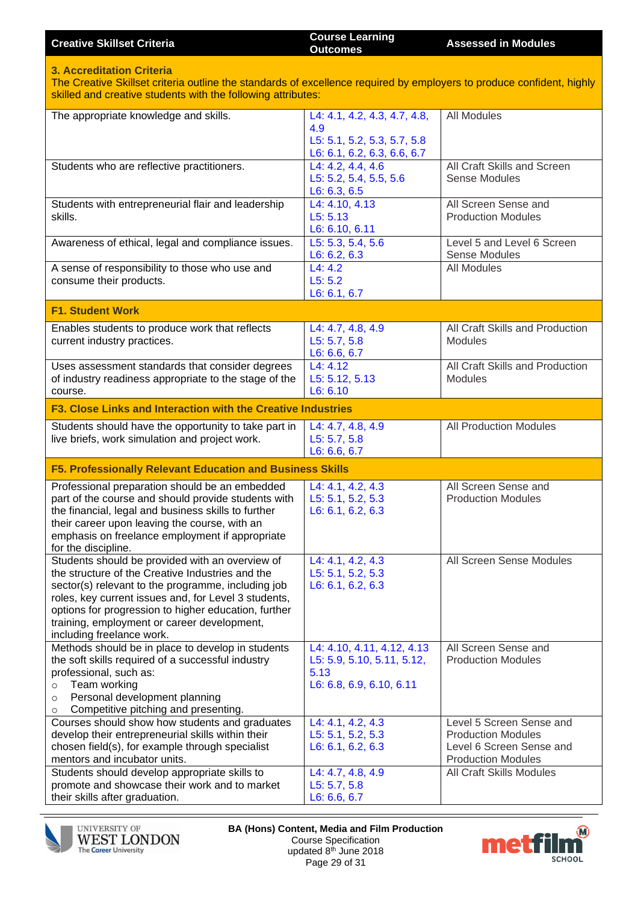| Creative Skillset Criteria | Course Learning Outcomes | Assessed in Modules |
|---|---|---|
| **3. Accreditation Criteria**<br>The Creative Skillset criteria outline the standards of excellence required by employers to produce confident, highly skilled and creative students with the following attributes: | | |
| The appropriate knowledge and skills. | L4: 4.1, 4.2, 4.3, 4.7, 4.8, 4.9<br>L5: 5.1, 5.2, 5.3, 5.7, 5.8<br>L6: 6.1, 6.2, 6.3, 6.6, 6.7 | All Modules |
| Students who are reflective practitioners. | L4: 4.2, 4.4, 4.6<br>L5: 5.2, 5.4, 5.5, 5.6<br>L6: 6.3, 6.5 | All Craft Skills and Screen Sense Modules |
| Students with entrepreneurial flair and leadership skills. | L4: 4.10, 4.13<br>L5: 5.13<br>L6: 6.10, 6.11 | All Screen Sense and Production Modules |
| Awareness of ethical, legal and compliance issues. | L5: 5.3, 5.4, 5.6<br>L6: 6.2, 6.3 | Level 5 and Level 6 Screen Sense Modules |
| A sense of responsibility to those who use and consume their products. | L4: 4.2<br>L5: 5.2<br>L6: 6.1, 6.7 | All Modules |
| **F1. Student Work** | | |
| Enables students to produce work that reflects current industry practices. | L4: 4.7, 4.8, 4.9<br>L5: 5.7, 5.8<br>L6: 6.6, 6.7 | All Craft Skills and Production Modules |
| Uses assessment standards that consider degrees of industry readiness appropriate to the stage of the course. | L4: 4.12<br>L5: 5.12, 5.13<br>L6: 6.10 | All Craft Skills and Production Modules |
| **F3. Close Links and Interaction with the Creative Industries** | | |
| Students should have the opportunity to take part in live briefs, work simulation and project work. | L4: 4.7, 4.8, 4.9<br>L5: 5.7, 5.8<br>L6: 6.6, 6.7 | All Production Modules |
| **F5. Professionally Relevant Education and Business Skills** | | |
| Professional preparation should be an embedded part of the course and should provide students with the financial, legal and business skills to further their career upon leaving the course, with an emphasis on freelance employment if appropriate for the discipline. | L4: 4.1, 4.2, 4.3<br>L5: 5.1, 5.2, 5.3<br>L6: 6.1, 6.2, 6.3 | All Screen Sense and Production Modules |
| Students should be provided with an overview of the structure of the Creative Industries and the sector(s) relevant to the programme, including job roles, key current issues and, for Level 3 students, options for progression to higher education, further training, employment or career development, including freelance work. | L4: 4.1, 4.2, 4.3<br>L5: 5.1, 5.2, 5.3<br>L6: 6.1, 6.2, 6.3 | All Screen Sense Modules |
| Methods should be in place to develop in students the soft skills required of a successful industry professional, such as:<br>○ Team working<br>○ Personal development planning<br>○ Competitive pitching and presenting. | L4: 4.10, 4.11, 4.12, 4.13<br>L5: 5.9, 5.10, 5.11, 5.12, 5.13<br>L6: 6.8, 6.9, 6.10, 6.11 | All Screen Sense and Production Modules |
| Courses should show how students and graduates develop their entrepreneurial skills within their chosen field(s), for example through specialist mentors and incubator units. | L4: 4.1, 4.2, 4.3<br>L5: 5.1, 5.2, 5.3<br>L6: 6.1, 6.2, 6.3 | Level 5 Screen Sense and Production Modules<br>Level 6 Screen Sense and Production Modules |
| Students should develop appropriate skills to promote and showcase their work and to market their skills after graduation. | L4: 4.7, 4.8, 4.9<br>L5: 5.7, 5.8<br>L6: 6.6, 6.7 | All Craft Skills Modules |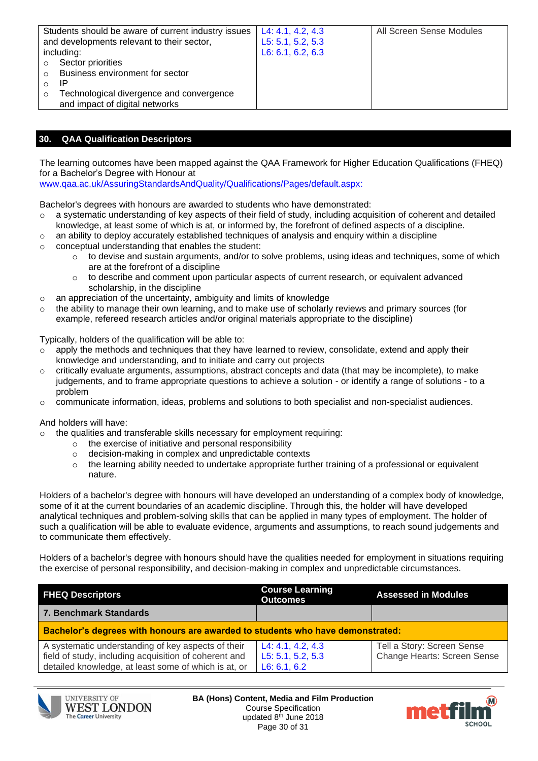| | | |
|---|---|---|
| Students should be aware of current industry issues and developments relevant to their sector, including:<br>○ Sector priorities<br>○ Business environment for sector<br>○ IP<br>○ Technological divergence and convergence and impact of digital networks | L4: 4.1, 4.2, 4.3<br>L5: 5.1, 5.2, 5.3<br>L6: 6.1, 6.2, 6.3 | All Screen Sense Modules |

## 30. QAA Qualification Descriptors

The learning outcomes have been mapped against the QAA Framework for Higher Education Qualifications (FHEQ) for a Bachelor's Degree with Honour at www.qaa.ac.uk/AssuringStandardsAndQuality/Qualifications/Pages/default.aspx:

Bachelor's degrees with honours are awarded to students who have demonstrated:

- a systematic understanding of key aspects of their field of study, including acquisition of coherent and detailed knowledge, at least some of which is at, or informed by, the forefront of defined aspects of a discipline.
- an ability to deploy accurately established techniques of analysis and enquiry within a discipline
- conceptual understanding that enables the student:
  - to devise and sustain arguments, and/or to solve problems, using ideas and techniques, some of which are at the forefront of a discipline
  - to describe and comment upon particular aspects of current research, or equivalent advanced scholarship, in the discipline
- an appreciation of the uncertainty, ambiguity and limits of knowledge
- the ability to manage their own learning, and to make use of scholarly reviews and primary sources (for example, refereed research articles and/or original materials appropriate to the discipline)

Typically, holders of the qualification will be able to:

- apply the methods and techniques that they have learned to review, consolidate, extend and apply their knowledge and understanding, and to initiate and carry out projects
- critically evaluate arguments, assumptions, abstract concepts and data (that may be incomplete), to make judgements, and to frame appropriate questions to achieve a solution - or identify a range of solutions - to a problem
- communicate information, ideas, problems and solutions to both specialist and non-specialist audiences.

And holders will have:

- the qualities and transferable skills necessary for employment requiring:
  - the exercise of initiative and personal responsibility
  - decision-making in complex and unpredictable contexts
  - the learning ability needed to undertake appropriate further training of a professional or equivalent nature.

Holders of a bachelor's degree with honours will have developed an understanding of a complex body of knowledge, some of it at the current boundaries of an academic discipline. Through this, the holder will have developed analytical techniques and problem-solving skills that can be applied in many types of employment. The holder of such a qualification will be able to evaluate evidence, arguments and assumptions, to reach sound judgements and to communicate them effectively.

Holders of a bachelor's degree with honours should have the qualities needed for employment in situations requiring the exercise of personal responsibility, and decision-making in complex and unpredictable circumstances.

| FHEQ Descriptors | Course Learning Outcomes | Assessed in Modules |
|---|---|---|
| **7. Benchmark Standards** | | |
| **Bachelor's degrees with honours are awarded to students who have demonstrated:** | | |
| A systematic understanding of key aspects of their field of study, including acquisition of coherent and detailed knowledge, at least some of which is at, or | L4: 4.1, 4.2, 4.3<br>L5: 5.1, 5.2, 5.3<br>L6: 6.1, 6.2 | Tell a Story: Screen Sense<br>Change Hearts: Screen Sense |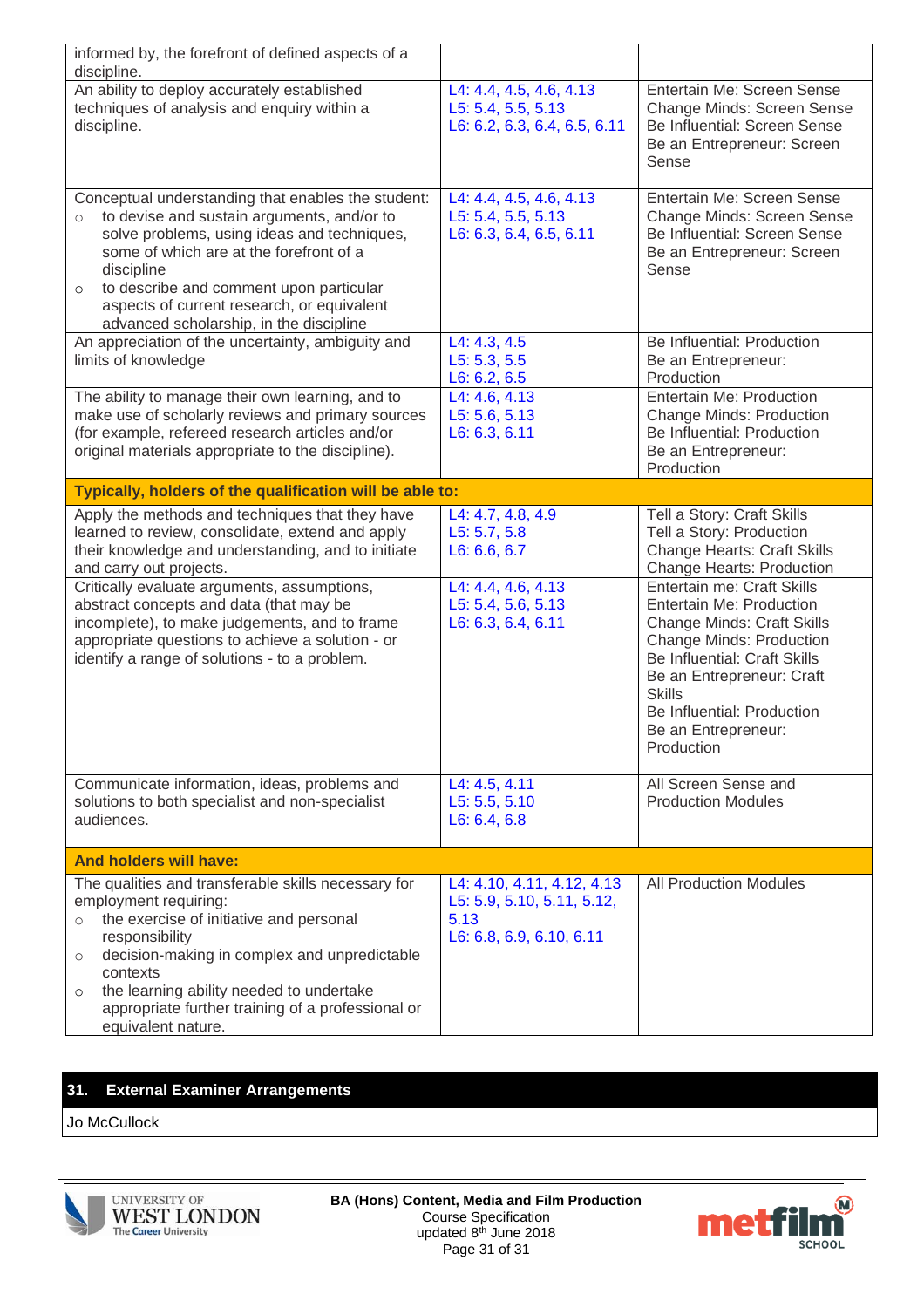| | | |
|---|---|---|
| informed by, the forefront of defined aspects of a discipline. | | |
| An ability to deploy accurately established techniques of analysis and enquiry within a discipline. | L4: 4.4, 4.5, 4.6, 4.13<br>L5: 5.4, 5.5, 5.13<br>L6: 6.2, 6.3, 6.4, 6.5, 6.11 | Entertain Me: Screen Sense<br>Change Minds: Screen Sense<br>Be Influential: Screen Sense<br>Be an Entrepreneur: Screen Sense |
| Conceptual understanding that enables the student:<br>○ to devise and sustain arguments, and/or to solve problems, using ideas and techniques, some of which are at the forefront of a discipline<br>○ to describe and comment upon particular aspects of current research, or equivalent advanced scholarship, in the discipline | L4: 4.4, 4.5, 4.6, 4.13<br>L5: 5.4, 5.5, 5.13<br>L6: 6.3, 6.4, 6.5, 6.11 | Entertain Me: Screen Sense<br>Change Minds: Screen Sense<br>Be Influential: Screen Sense<br>Be an Entrepreneur: Screen Sense |
| An appreciation of the uncertainty, ambiguity and limits of knowledge | L4: 4.3, 4.5<br>L5: 5.3, 5.5<br>L6: 6.2, 6.5 | Be Influential: Production<br>Be an Entrepreneur: Production |
| The ability to manage their own learning, and to make use of scholarly reviews and primary sources (for example, refereed research articles and/or original materials appropriate to the discipline). | L4: 4.6, 4.13<br>L5: 5.6, 5.13<br>L6: 6.3, 6.11 | Entertain Me: Production<br>Change Minds: Production<br>Be Influential: Production<br>Be an Entrepreneur: Production |
| **Typically, holders of the qualification will be able to:** | | |
| Apply the methods and techniques that they have learned to review, consolidate, extend and apply their knowledge and understanding, and to initiate and carry out projects. | L4: 4.7, 4.8, 4.9<br>L5: 5.7, 5.8<br>L6: 6.6, 6.7 | Tell a Story: Craft Skills<br>Tell a Story: Production<br>Change Hearts: Craft Skills<br>Change Hearts: Production |
| Critically evaluate arguments, assumptions, abstract concepts and data (that may be incomplete), to make judgements, and to frame appropriate questions to achieve a solution - or identify a range of solutions - to a problem. | L4: 4.4, 4.6, 4.13<br>L5: 5.4, 5.6, 5.13<br>L6: 6.3, 6.4, 6.11 | Entertain me: Craft Skills<br>Entertain Me: Production<br>Change Minds: Craft Skills<br>Change Minds: Production<br>Be Influential: Craft Skills<br>Be an Entrepreneur: Craft Skills<br>Be Influential: Production<br>Be an Entrepreneur: Production |
| Communicate information, ideas, problems and solutions to both specialist and non-specialist audiences. | L4: 4.5, 4.11<br>L5: 5.5, 5.10<br>L6: 6.4, 6.8 | All Screen Sense and Production Modules |
| **And holders will have:** | | |
| The qualities and transferable skills necessary for employment requiring:<br>○ the exercise of initiative and personal responsibility<br>○ decision-making in complex and unpredictable contexts<br>○ the learning ability needed to undertake appropriate further training of a professional or equivalent nature. | L4: 4.10, 4.11, 4.12, 4.13<br>L5: 5.9, 5.10, 5.11, 5.12, 5.13<br>L6: 6.8, 6.9, 6.10, 6.11 | All Production Modules |

## 31. External Examiner Arrangements

Jo McCullock